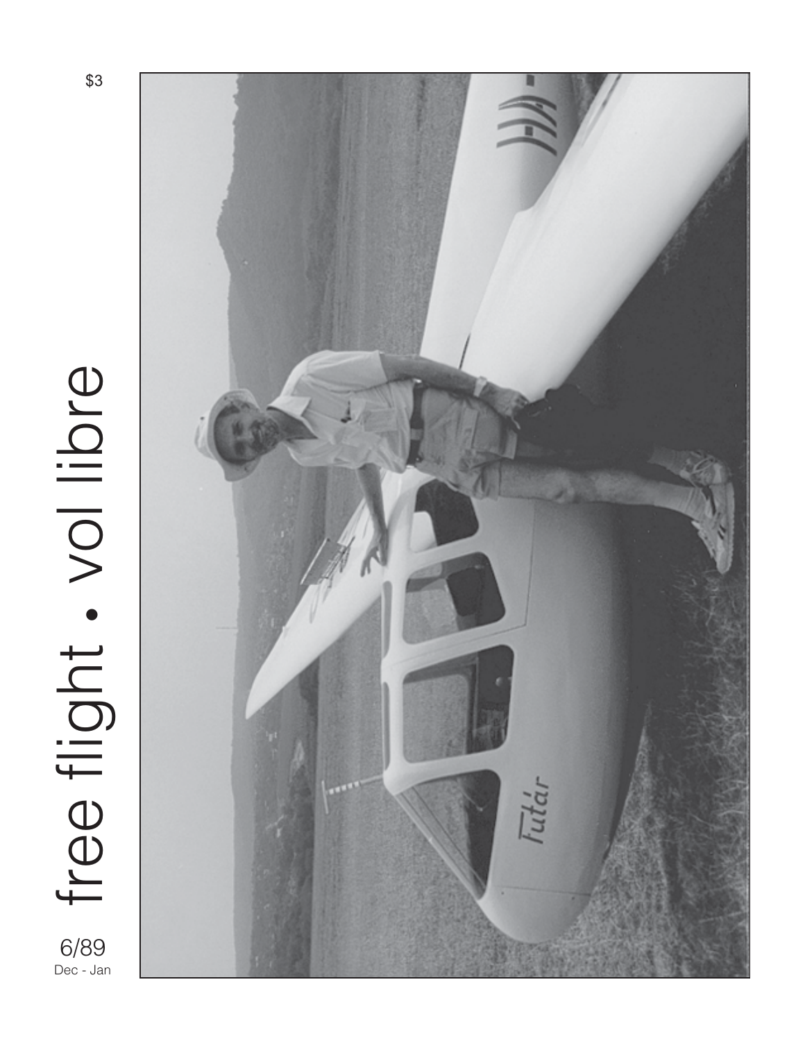$3

# free flight • vol libre

6/89
Dec - Jan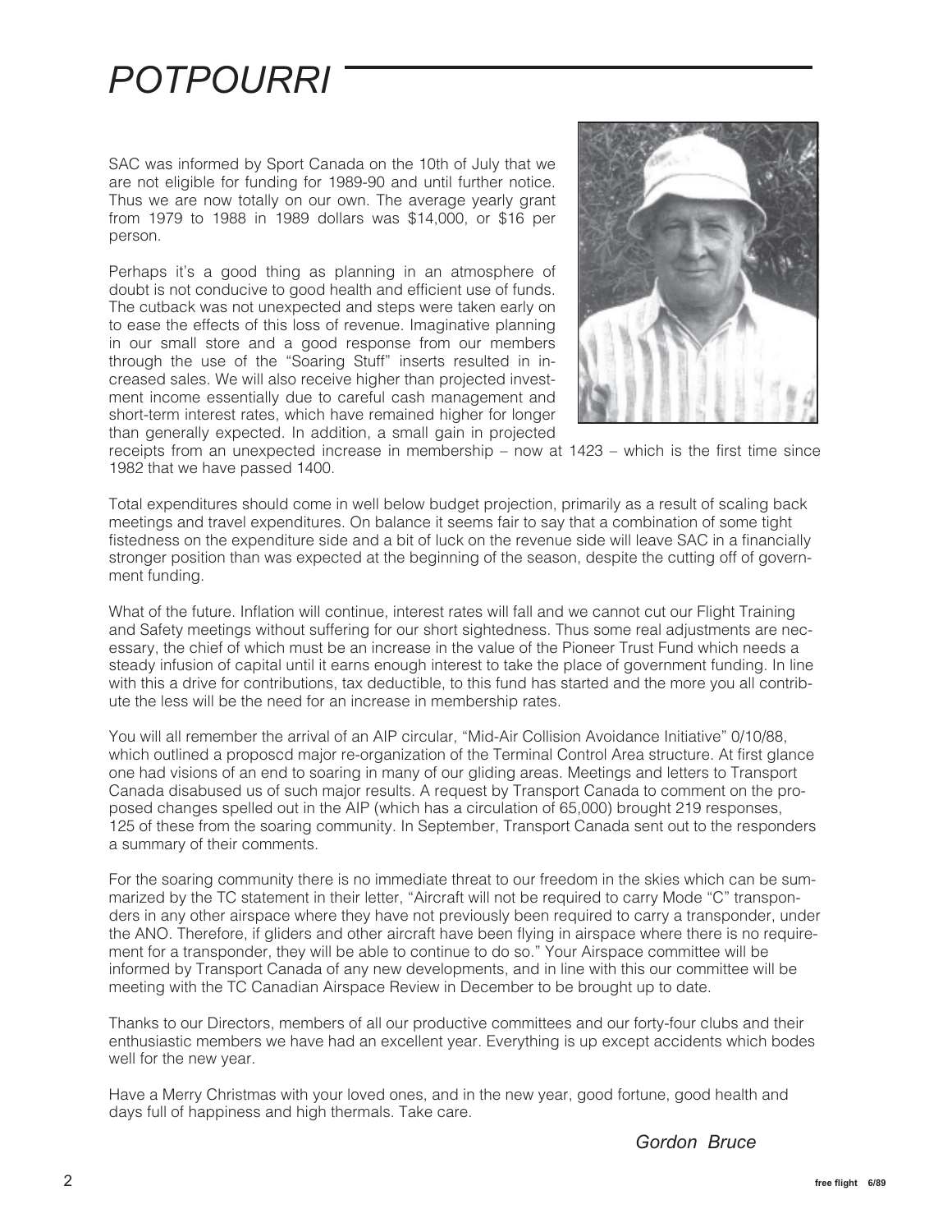# POTPOURRI

SAC was informed by Sport Canada on the 10th of July that we are not eligible for funding for 1989-90 and until further notice. Thus we are now totally on our own. The average yearly grant from 1979 to 1988 in 1989 dollars was $14,000, or $16 per person.

Perhaps it's a good thing as planning in an atmosphere of doubt is not conducive to good health and efficient use of funds. The cutback was not unexpected and steps were taken early on to ease the effects of this loss of revenue. Imaginative planning in our small store and a good response from our members through the use of the "Soaring Stuff" inserts resulted in increased sales. We will also receive higher than projected investment income essentially due to careful cash management and short-term interest rates, which have remained higher for longer than generally expected. In addition, a small gain in projected receipts from an unexpected increase in membership – now at 1423 – which is the first time since 1982 that we have passed 1400.

Total expenditures should come in well below budget projection, primarily as a result of scaling back meetings and travel expenditures. On balance it seems fair to say that a combination of some tight fistedness on the expenditure side and a bit of luck on the revenue side will leave SAC in a financially stronger position than was expected at the beginning of the season, despite the cutting off of government funding.

What of the future. Inflation will continue, interest rates will fall and we cannot cut our Flight Training and Safety meetings without suffering for our short sightedness. Thus some real adjustments are necessary, the chief of which must be an increase in the value of the Pioneer Trust Fund which needs a steady infusion of capital until it earns enough interest to take the place of government funding. In line with this a drive for contributions, tax deductible, to this fund has started and the more you all contribute the less will be the need for an increase in membership rates.

You will all remember the arrival of an AIP circular, "Mid-Air Collision Avoidance Initiative" 0/10/88, which outlined a proposcd major re-organization of the Terminal Control Area structure. At first glance one had visions of an end to soaring in many of our gliding areas. Meetings and letters to Transport Canada disabused us of such major results. A request by Transport Canada to comment on the proposed changes spelled out in the AIP (which has a circulation of 65,000) brought 219 responses, 125 of these from the soaring community. In September, Transport Canada sent out to the responders a summary of their comments.

For the soaring community there is no immediate threat to our freedom in the skies which can be summarized by the TC statement in their letter, "Aircraft will not be required to carry Mode "C" transponders in any other airspace where they have not previously been required to carry a transponder, under the ANO. Therefore, if gliders and other aircraft have been flying in airspace where there is no requirement for a transponder, they will be able to continue to do so." Your Airspace committee will be informed by Transport Canada of any new developments, and in line with this our committee will be meeting with the TC Canadian Airspace Review in December to be brought up to date.

Thanks to our Directors, members of all our productive committees and our forty-four clubs and their enthusiastic members we have had an excellent year. Everything is up except accidents which bodes well for the new year.

Have a Merry Christmas with your loved ones, and in the new year, good fortune, good health and days full of happiness and high thermals. Take care.

*Gordon Bruce*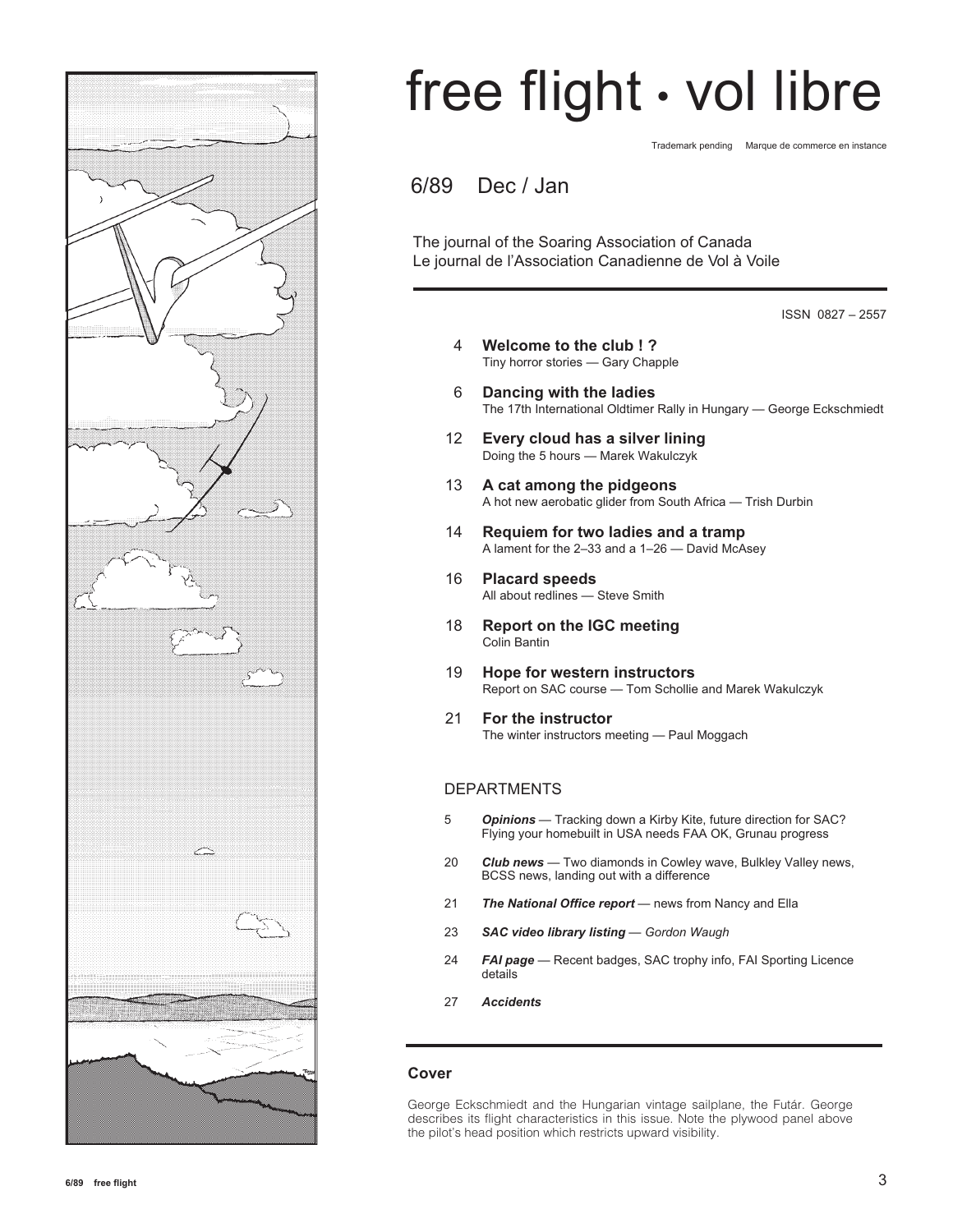# free flight • vol libre

Trademark pending   Marque de commerce en instance

6/89   Dec / Jan

The journal of the Soaring Association of Canada
Le journal de l'Association Canadienne de Vol à Voile

ISSN 0827 – 2557

4 **Welcome to the club ! ?**
Tiny horror stories — Gary Chapple

6 **Dancing with the ladies**
The 17th International Oldtimer Rally in Hungary — George Eckschmiedt

12 **Every cloud has a silver lining**
Doing the 5 hours — Marek Wakulczyk

13 **A cat among the pidgeons**
A hot new aerobatic glider from South Africa — Trish Durbin

14 **Requiem for two ladies and a tramp**
A lament for the 2–33 and a 1–26 — David McAsey

16 **Placard speeds**
All about redlines — Steve Smith

18 **Report on the IGC meeting**
Colin Bantin

19 **Hope for western instructors**
Report on SAC course — Tom Schollie and Marek Wakulczyk

21 **For the instructor**
The winter instructors meeting — Paul Moggach

## DEPARTMENTS

5 ***Opinions*** — Tracking down a Kirby Kite, future direction for SAC? Flying your homebuilt in USA needs FAA OK, Grunau progress

20 ***Club news*** — Two diamonds in Cowley wave, Bulkley Valley news, BCSS news, landing out with a difference

21 ***The National Office report*** — news from Nancy and Ella

23 ***SAC video library listing*** — *Gordon Waugh*

24 ***FAI page*** — Recent badges, SAC trophy info, FAI Sporting Licence details

27 ***Accidents***

## Cover

George Eckschmiedt and the Hungarian vintage sailplane, the Futár. George describes its flight characteristics in this issue. Note the plywood panel above the pilot's head position which restricts upward visibility.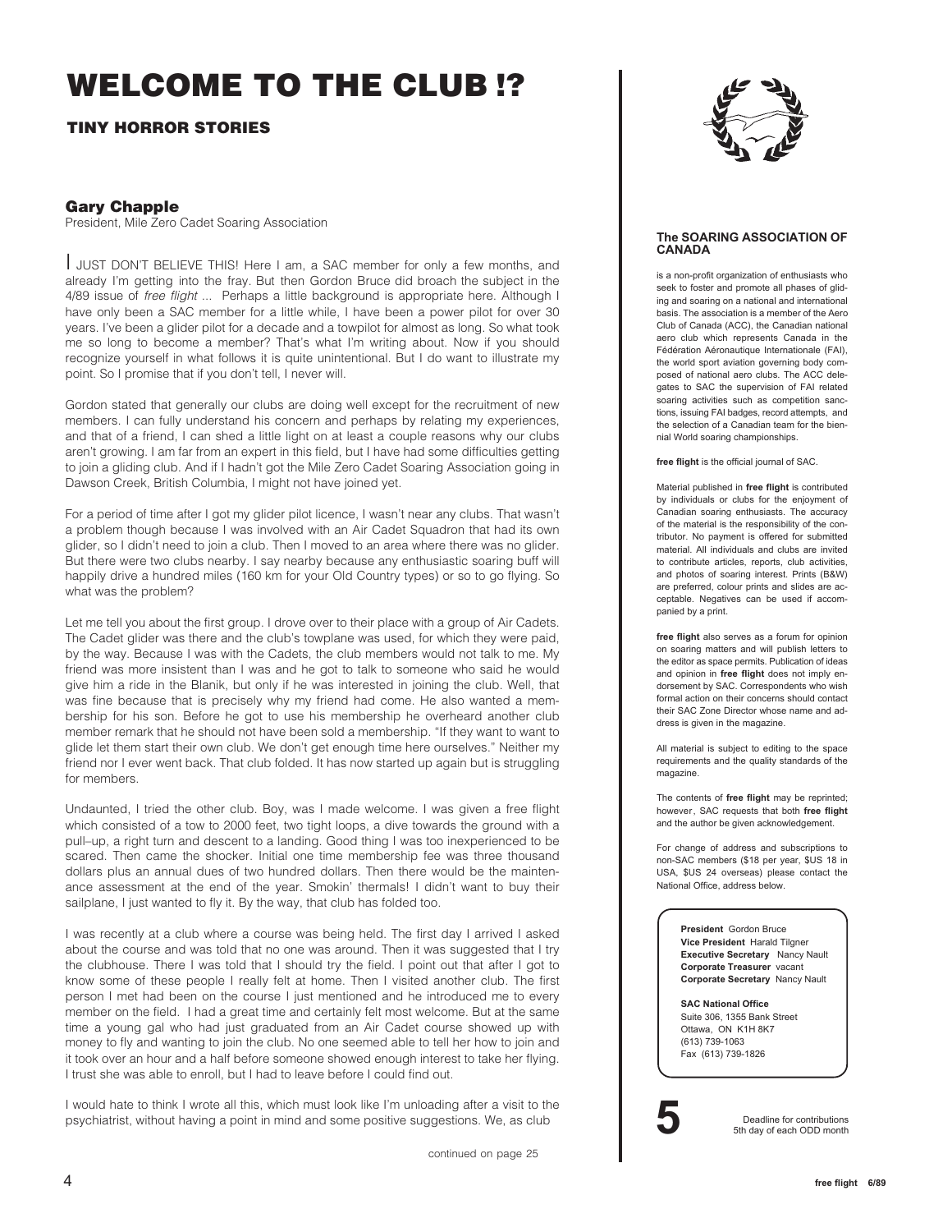# WELCOME TO THE CLUB !?

## TINY HORROR STORIES

### Gary Chapple

President, Mile Zero Cadet Soaring Association

I JUST DON'T BELIEVE THIS! Here I am, a SAC member for only a few months, and already I'm getting into the fray. But then Gordon Bruce did broach the subject in the 4/89 issue of *free flight* ... Perhaps a little background is appropriate here. Although I have only been a SAC member for a little while, I have been a power pilot for over 30 years. I've been a glider pilot for a decade and a towpilot for almost as long. So what took me so long to become a member? That's what I'm writing about. Now if you should recognize yourself in what follows it is quite unintentional. But I do want to illustrate my point. So I promise that if you don't tell, I never will.

Gordon stated that generally our clubs are doing well except for the recruitment of new members. I can fully understand his concern and perhaps by relating my experiences, and that of a friend, I can shed a little light on at least a couple reasons why our clubs aren't growing. I am far from an expert in this field, but I have had some difficulties getting to join a gliding club. And if I hadn't got the Mile Zero Cadet Soaring Association going in Dawson Creek, British Columbia, I might not have joined yet.

For a period of time after I got my glider pilot licence, I wasn't near any clubs. That wasn't a problem though because I was involved with an Air Cadet Squadron that had its own glider, so I didn't need to join a club. Then I moved to an area where there was no glider. But there were two clubs nearby. I say nearby because any enthusiastic soaring buff will happily drive a hundred miles (160 km for your Old Country types) or so to go flying. So what was the problem?

Let me tell you about the first group. I drove over to their place with a group of Air Cadets. The Cadet glider was there and the club's towplane was used, for which they were paid, by the way. Because I was with the Cadets, the club members would not talk to me. My friend was more insistent than I was and he got to talk to someone who said he would give him a ride in the Blanik, but only if he was interested in joining the club. Well, that was fine because that is precisely why my friend had come. He also wanted a membership for his son. Before he got to use his membership he overheard another club member remark that he should not have been sold a membership. "If they want to want to glide let them start their own club. We don't get enough time here ourselves." Neither my friend nor I ever went back. That club folded. It has now started up again but is struggling for members.

Undaunted, I tried the other club. Boy, was I made welcome. I was given a free flight which consisted of a tow to 2000 feet, two tight loops, a dive towards the ground with a pull–up, a right turn and descent to a landing. Good thing I was too inexperienced to be scared. Then came the shocker. Initial one time membership fee was three thousand dollars plus an annual dues of two hundred dollars. Then there would be the maintenance assessment at the end of the year. Smokin' thermals! I didn't want to buy their sailplane, I just wanted to fly it. By the way, that club has folded too.

I was recently at a club where a course was being held. The first day I arrived I asked about the course and was told that no one was around. Then it was suggested that I try the clubhouse. There I was told that I should try the field. I point out that after I got to know some of these people I really felt at home. Then I visited another club. The first person I met had been on the course I just mentioned and he introduced me to every member on the field. I had a great time and certainly felt most welcome. But at the same time a young gal who had just graduated from an Air Cadet course showed up with money to fly and wanting to join the club. No one seemed able to tell her how to join and it took over an hour and a half before someone showed enough interest to take her flying. I trust she was able to enroll, but I had to leave before I could find out.

I would hate to think I wrote all this, which must look like I'm unloading after a visit to the psychiatrist, without having a point in mind and some positive suggestions. We, as club

continued on page 25

**The SOARING ASSOCIATION OF CANADA**

is a non-profit organization of enthusiasts who seek to foster and promote all phases of gliding and soaring on a national and international basis. The association is a member of the Aero Club of Canada (ACC), the Canadian national aero club which represents Canada in the Fédération Aéronautique Internationale (FAI), the world sport aviation governing body composed of national aero clubs. The ACC delegates to SAC the supervision of FAI related soaring activities such as competition sanctions, issuing FAI badges, record attempts, and the selection of a Canadian team for the biennial World soaring championships.

**free flight** is the official journal of SAC.

Material published in **free flight** is contributed by individuals or clubs for the enjoyment of Canadian soaring enthusiasts. The accuracy of the material is the responsibility of the contributor. No payment is offered for submitted material. All individuals and clubs are invited to contribute articles, reports, club activities, and photos of soaring interest. Prints (B&W) are preferred, colour prints and slides are acceptable. Negatives can be used if accompanied by a print.

**free flight** also serves as a forum for opinion on soaring matters and will publish letters to the editor as space permits. Publication of ideas and opinion in **free flight** does not imply endorsement by SAC. Correspondents who wish formal action on their concerns should contact their SAC Zone Director whose name and address is given in the magazine.

All material is subject to editing to the space requirements and the quality standards of the magazine.

The contents of **free flight** may be reprinted; however, SAC requests that both **free flight** and the author be given acknowledgement.

For change of address and subscriptions to non-SAC members ($18 per year, $US 18 in USA, $US 24 overseas) please contact the National Office, address below.

**President** Gordon Bruce
**Vice President** Harald Tilgner
**Executive Secretary** Nancy Nault
**Corporate Treasurer** vacant
**Corporate Secretary** Nancy Nault

**SAC National Office**
Suite 306, 1355 Bank Street
Ottawa, ON K1H 8K7
(613) 739-1063
Fax (613) 739-1826

**5** Deadline for contributions 5th day of each ODD month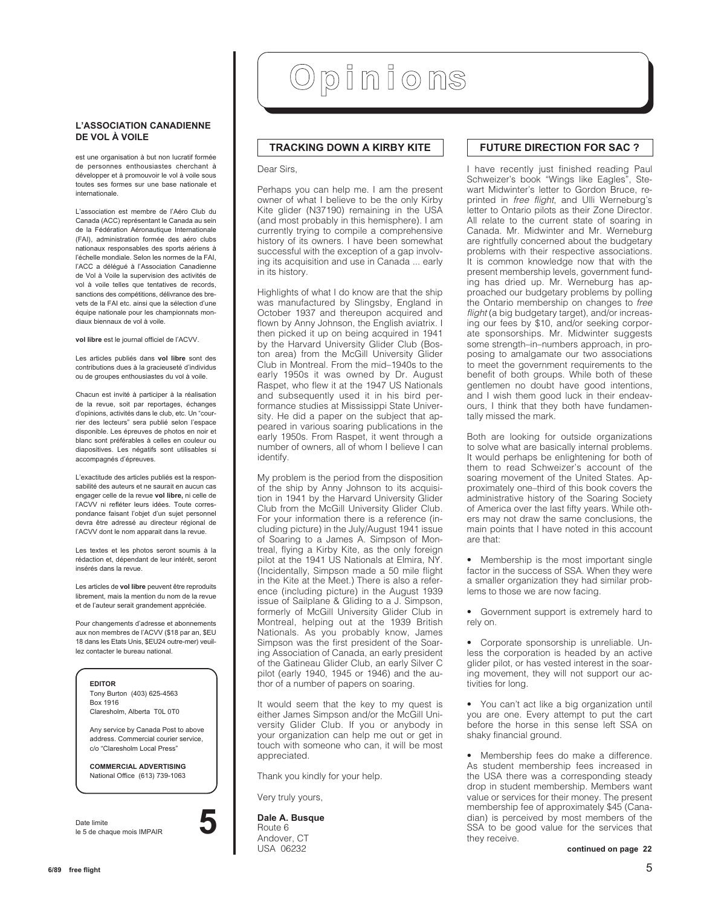**L'ASSOCIATION CANADIENNE DE VOL À VOILE**

est une organisation à but non lucratif formée de personnes enthousiastes cherchant à développer et à promouvoir le vol à voile sous toutes ses formes sur une base nationale et internationale.

L'association est membre de l'Aéro Club du Canada (ACC) représentant le Canada au sein de la Fédération Aéronautique Internationale (FAI), administration formée des aéro clubs nationaux responsables des sports aériens à l'échelle mondiale. Selon les normes de la FAI, l'ACC a délégué à l'Association Canadienne de Vol à Voile la supervision des activités de vol à voile telles que tentatives de records, sanctions des compétitions, délivrance des brevets de la FAI etc. ainsi que la sélection d'une équipe nationale pour les championnats mondiaux biennaux de vol à voile.

**vol libre** est le journal officiel de l'ACVV.

Les articles publiés dans **vol libre** sont des contributions dues à la gracieuseté d'individus ou de groupes enthousiastes du vol à voile.

Chacun est invité à participer à la réalisation de la revue, soit par reportages, échanges d'opinions, activités dans le club, etc. Un "courrier des lecteurs" sera publié selon l'espace disponible. Les épreuves de photos en noir et blanc sont préférables à celles en couleur ou diapositives. Les négatifs sont utilisables si accompagnés d'épreuves.

L'exactitude des articles publiés est la responsabilité des auteurs et ne saurait en aucun cas engager celle de la revue **vol libre**, ni celle de l'ACVV ni refléter leurs idées. Toute correspondance faisant l'objet d'un sujet personnel devra être adressé au directeur régional de l'ACVV dont le nom apparait dans la revue.

Les textes et les photos seront soumis à la rédaction et, dépendant de leur intérêt, seront insérés dans la revue.

Les articles de **vol libre** peuvent être reproduits librement, mais la mention du nom de la revue et de l'auteur serait grandement appréciée.

Pour changements d'adresse et abonnements aux non membres de l'ACVV ($18 par an, $EU 18 dans les Etats Unis, $EU24 outre-mer) veuillez contacter le bureau national.

**EDITOR**
Tony Burton (403) 625-4563
Box 1916
Claresholm, Alberta T0L 0T0

Any service by Canada Post to above address. Commercial courier service, c/o "Claresholm Local Press"

**COMMERCIAL ADVERTISING**
National Office (613) 739-1063

Date limite
le 5 de chaque mois IMPAIR **5**

# Opinions

## TRACKING DOWN A KIRBY KITE

Dear Sirs,

Perhaps you can help me. I am the present owner of what I believe to be the only Kirby Kite glider (N37190) remaining in the USA (and most probably in this hemisphere). I am currently trying to compile a comprehensive history of its owners. I have been somewhat successful with the exception of a gap involving its acquisition and use in Canada ... early in its history.

Highlights of what I do know are that the ship was manufactured by Slingsby, England in October 1937 and thereupon acquired and flown by Anny Johnson, the English aviatrix. I then picked it up on being acquired in 1941 by the Harvard University Glider Club (Boston area) from the McGill University Glider Club in Montreal. From the mid–1940s to the early 1950s it was owned by Dr. August Raspet, who flew it at the 1947 US Nationals and subsequently used it in his bird performance studies at Mississippi State University. He did a paper on the subject that appeared in various soaring publications in the early 1950s. From Raspet, it went through a number of owners, all of whom I believe I can identify.

My problem is the period from the disposition of the ship by Anny Johnson to its acquisition in 1941 by the Harvard University Glider Club from the McGill University Glider Club. For your information there is a reference (including picture) in the July/August 1941 issue of Soaring to a James A. Simpson of Montreal, flying a Kirby Kite, as the only foreign pilot at the 1941 US Nationals at Elmira, NY. (Incidentally, Simpson made a 50 mile flight in the Kite at the Meet.) There is also a reference (including picture) in the August 1939 issue of Sailplane & Gliding to a J. Simpson, formerly of McGill University Glider Club in Montreal, helping out at the 1939 British Nationals. As you probably know, James Simpson was the first president of the Soaring Association of Canada, an early president of the Gatineau Glider Club, an early Silver C pilot (early 1940, 1945 or 1946) and the author of a number of papers on soaring.

It would seem that the key to my quest is either James Simpson and/or the McGill University Glider Club. If you or anybody in your organization can help me out or get in touch with someone who can, it will be most appreciated.

Thank you kindly for your help.

Very truly yours,

**Dale A. Busque**
Route 6
Andover, CT
USA 06232

## FUTURE DIRECTION FOR SAC ?

I have recently just finished reading Paul Schweizer's book "Wings like Eagles", Stewart Midwinter's letter to Gordon Bruce, reprinted in *free flight*, and Ulli Werneburg's letter to Ontario pilots as their Zone Director. All relate to the current state of soaring in Canada. Mr. Midwinter and Mr. Werneburg are rightfully concerned about the budgetary problems with their respective associations. It is common knowledge now that with the present membership levels, government funding has dried up. Mr. Werneburg has approached our budgetary problems by polling the Ontario membership on changes to *free flight* (a big budgetary target), and/or increasing our fees by $10, and/or seeking corporate sponsorships. Mr. Midwinter suggests some strength–in–numbers approach, in proposing to amalgamate our two associations to meet the government requirements to the benefit of both groups. While both of these gentlemen no doubt have good intentions, and I wish them good luck in their endeavours, I think that they both have fundamentally missed the mark.

Both are looking for outside organizations to solve what are basically internal problems. It would perhaps be enlightening for both of them to read Schweizer's account of the soaring movement of the United States. Approximately one–third of this book covers the administrative history of the Soaring Society of America over the last fifty years. While others may not draw the same conclusions, the main points that I have noted in this account are that:

- Membership is the most important single factor in the success of SSA. When they were a smaller organization they had similar problems to those we are now facing.

- Government support is extremely hard to rely on.

- Corporate sponsorship is unreliable. Unless the corporation is headed by an active glider pilot, or has vested interest in the soaring movement, they will not support our activities for long.

- You can't act like a big organization until you are one. Every attempt to put the cart before the horse in this sense left SSA on shaky financial ground.

- Membership fees do make a difference. As student membership fees increased in the USA there was a corresponding steady drop in student membership. Members want value or services for their money. The present membership fee of approximately $45 (Canadian) is perceived by most members of the SSA to be good value for the services that they receive.

**continued on page 22**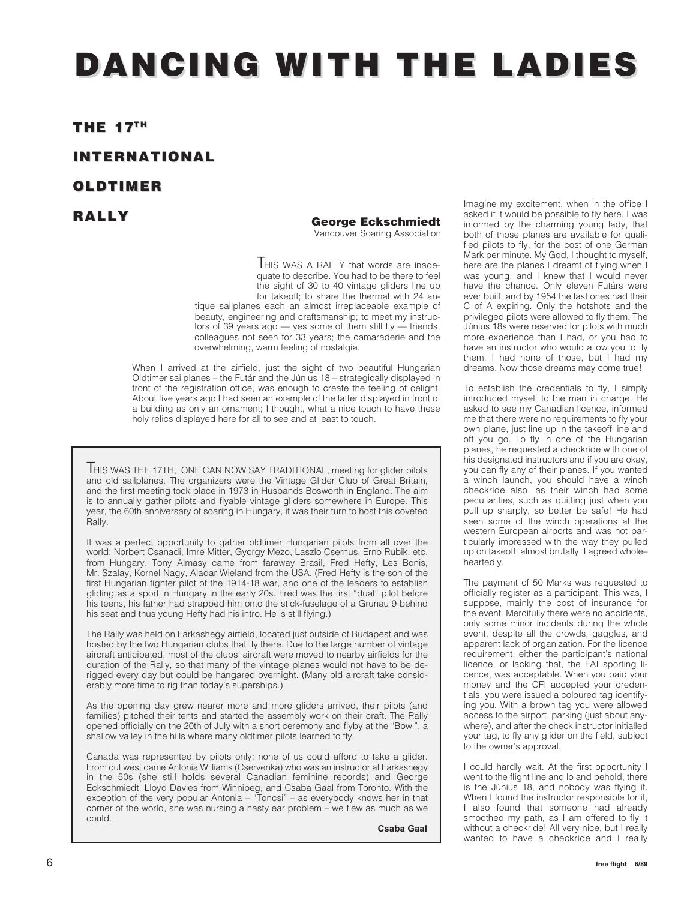# DANCING WITH THE LADIES

## THE 17TH INTERNATIONAL OLDTIMER RALLY

**George Eckschmiedt**
Vancouver Soaring Association

THIS WAS A RALLY that words are inadequate to describe. You had to be there to feel the sight of 30 to 40 vintage gliders line up for takeoff; to share the thermal with 24 antique sailplanes each an almost irreplaceable example of beauty, engineering and craftsmanship; to meet my instructors of 39 years ago — yes some of them still fly — friends, colleagues not seen for 33 years; the camaraderie and the overwhelming, warm feeling of nostalgia.

When I arrived at the airfield, just the sight of two beautiful Hungarian Oldtimer sailplanes – the Futár and the Június 18 – strategically displayed in front of the registration office, was enough to create the feeling of delight. About five years ago I had seen an example of the latter displayed in front of a building as only an ornament; I thought, what a nice touch to have these holy relics displayed here for all to see and at least to touch.

> THIS WAS THE 17TH, ONE CAN NOW SAY TRADITIONAL, meeting for glider pilots and old sailplanes. The organizers were the Vintage Glider Club of Great Britain, and the first meeting took place in 1973 in Husbands Bosworth in England. The aim is to annually gather pilots and flyable vintage gliders somewhere in Europe. This year, the 60th anniversary of soaring in Hungary, it was their turn to host this coveted Rally.
>
> It was a perfect opportunity to gather oldtimer Hungarian pilots from all over the world: Norbert Csanadi, Imre Mitter, Gyorgy Mezo, Laszlo Csernus, Erno Rubik, etc. from Hungary. Tony Almasy came from faraway Brasil, Fred Hefty, Les Bonis, Mr. Szalay, Kornel Nagy, Aladar Wieland from the USA. (Fred Hefty is the son of the first Hungarian fighter pilot of the 1914-18 war, and one of the leaders to establish gliding as a sport in Hungary in the early 20s. Fred was the first "dual" pilot before his teens, his father had strapped him onto the stick-fuselage of a Grunau 9 behind his seat and thus young Hefty had his intro. He is still flying.)
>
> The Rally was held on Farkashegy airfield, located just outside of Budapest and was hosted by the two Hungarian clubs that fly there. Due to the large number of vintage aircraft anticipated, most of the clubs' aircraft were moved to nearby airfields for the duration of the Rally, so that many of the vintage planes would not have to be de-rigged every day but could be hangared overnight. (Many old aircraft take considerably more time to rig than today's superships.)
>
> As the opening day grew nearer more and more gliders arrived, their pilots (and families) pitched their tents and started the assembly work on their craft. The Rally opened officially on the 20th of July with a short ceremony and flyby at the "Bowl", a shallow valley in the hills where many oldtimer pilots learned to fly.
>
> Canada was represented by pilots only; none of us could afford to take a glider. From out west came Antonia Williams (Cservenka) who was an instructor at Farkashegy in the 50s (she still holds several Canadian feminine records) and George Eckschmiedt, Lloyd Davies from Winnipeg, and Csaba Gaal from Toronto. With the exception of the very popular Antonia – "Toncsi" – as everybody knows her in that corner of the world, she was nursing a nasty ear problem – we flew as much as we could.
>
> **Csaba Gaal**

Imagine my excitement, when in the office I asked if it would be possible to fly here, I was informed by the charming young lady, that both of those planes are available for qualified pilots to fly, for the cost of one German Mark per minute. My God, I thought to myself, here are the planes I dreamt of flying when I was young, and I knew that I would never have the chance. Only eleven Futárs were ever built, and by 1954 the last ones had their C of A expiring. Only the hotshots and the privileged pilots were allowed to fly them. The Június 18s were reserved for pilots with much more experience than I had, or you had to have an instructor who would allow you to fly them. I had none of those, but I had my dreams. Now those dreams may come true!

To establish the credentials to fly, I simply introduced myself to the man in charge. He asked to see my Canadian licence, informed me that there were no requirements to fly your own plane, just line up in the takeoff line and off you go. To fly in one of the Hungarian planes, he requested a checkride with one of his designated instructors and if you are okay, you can fly any of their planes. If you wanted a winch launch, you should have a winch checkride also, as their winch had some peculiarities, such as quitting just when you pull up sharply, so better be safe! He had seen some of the winch operations at the western European airports and was not particularly impressed with the way they pulled up on takeoff, almost brutally. I agreed whole-heartedly.

The payment of 50 Marks was requested to officially register as a participant. This was, I suppose, mainly the cost of insurance for the event. Mercifully there were no accidents, only some minor incidents during the whole event, despite all the crowds, gaggles, and apparent lack of organization. For the licence requirement, either the participant's national licence, or lacking that, the FAI sporting licence, was acceptable. When you paid your money and the CFI accepted your credentials, you were issued a coloured tag identifying you. With a brown tag you were allowed access to the airport, parking (just about anywhere), and after the check instructor initialled your tag, to fly any glider on the field, subject to the owner's approval.

I could hardly wait. At the first opportunity I went to the flight line and lo and behold, there is the Június 18, and nobody was flying it. When I found the instructor responsible for it, I also found that someone had already smoothed my path, as I am offered to fly it without a checkride! All very nice, but I really wanted to have a checkride and I really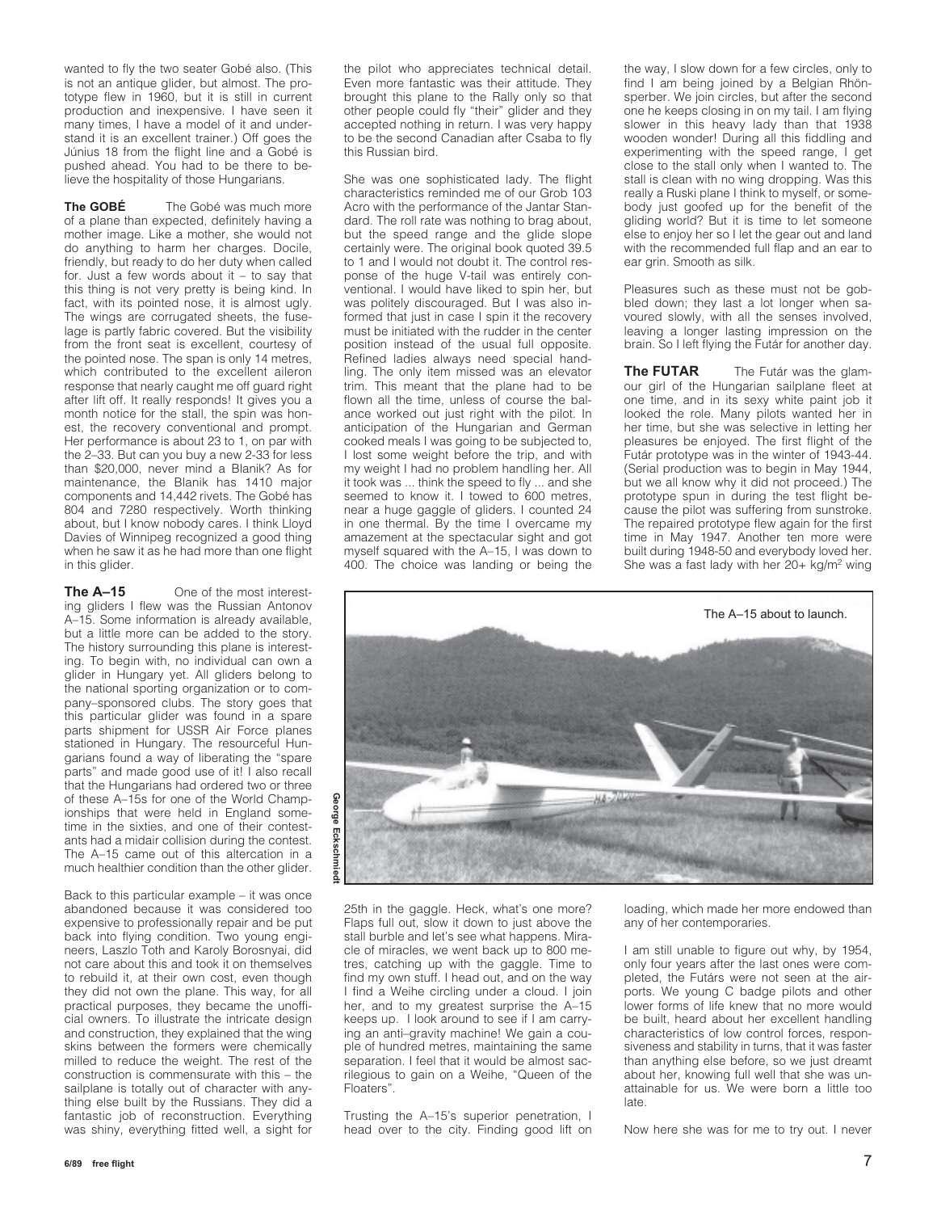wanted to fly the two seater Gobé also. (This is not an antique glider, but almost. The prototype flew in 1960, but it is still in current production and inexpensive. I have seen it many times, I have a model of it and understand it is an excellent trainer.) Off goes the Június 18 from the flight line and a Gobé is pushed ahead. You had to be there to believe the hospitality of those Hungarians.

**The GOBÉ** The Gobé was much more of a plane than expected, definitely having a mother image. Like a mother, she would not do anything to harm her charges. Docile, friendly, but ready to do her duty when called for. Just a few words about it – to say that this thing is not very pretty is being kind. In fact, with its pointed nose, it is almost ugly. The wings are corrugated sheets, the fuselage is partly fabric covered. But the visibility from the front seat is excellent, courtesy of the pointed nose. The span is only 14 metres, which contributed to the excellent aileron response that nearly caught me off guard right after lift off. It really responds! It gives you a month notice for the stall, the spin was honest, the recovery conventional and prompt. Her performance is about 23 to 1, on par with the 2–33. But can you buy a new 2-33 for less than $20,000, never mind a Blanik? As for maintenance, the Blanik has 1410 major components and 14,442 rivets. The Gobé has 804 and 7280 respectively. Worth thinking about, but I know nobody cares. I think Lloyd Davies of Winnipeg recognized a good thing when he saw it as he had more than one flight in this glider.

**The A–15** One of the most interesting gliders I flew was the Russian Antonov A–15. Some information is already available, but a little more can be added to the story. The history surrounding this plane is interesting. To begin with, no individual can own a glider in Hungary yet. All gliders belong to the national sporting organization or to company–sponsored clubs. The story goes that this particular glider was found in a spare parts shipment for USSR Air Force planes stationed in Hungary. The resourceful Hungarians found a way of liberating the "spare parts" and made good use of it! I also recall that the Hungarians had ordered two or three of these A–15s for one of the World Championships that were held in England sometime in the sixties, and one of their contestants had a midair collision during the contest. The A–15 came out of this altercation in a much healthier condition than the other glider.

Back to this particular example – it was once abandoned because it was considered too expensive to professionally repair and be put back into flying condition. Two young engineers, Laszlo Toth and Karoly Borosnyai, did not care about this and took it on themselves to rebuild it, at their own cost, even though they did not own the plane. This way, for all practical purposes, they became the unofficial owners. To illustrate the intricate design and construction, they explained that the wing skins between the formers were chemically milled to reduce the weight. The rest of the construction is commensurate with this – the sailplane is totally out of character with anything else built by the Russians. They did a fantastic job of reconstruction. Everything was shiny, everything fitted well, a sight for the pilot who appreciates technical detail. Even more fantastic was their attitude. They brought this plane to the Rally only so that other people could fly "their" glider and they accepted nothing in return. I was very happy to be the second Canadian after Csaba to fly this Russian bird.

She was one sophisticated lady. The flight characteristics reminded me of our Grob 103 Acro with the performance of the Jantar Standard. The roll rate was nothing to brag about, but the speed range and the glide slope certainly were. The original book quoted 39.5 to 1 and I would not doubt it. The control response of the huge V-tail was entirely conventional. I would have liked to spin her, but was politely discouraged. But I was also informed that just in case I spin it the recovery must be initiated with the rudder in the center position instead of the usual full opposite. Refined ladies always need special handling. The only item missed was an elevator trim. This meant that the plane had to be flown all the time, unless of course the balance worked out just right with the pilot. In anticipation of the Hungarian and German cooked meals I was going to be subjected to, I lost some weight before the trip, and with my weight I had no problem handling her. All it took was ... think the speed to fly ... and she seemed to know it. I towed to 600 metres, near a huge gaggle of gliders. I counted 24 in one thermal. By the time I overcame my amazement at the spectacular sight and got myself squared with the A–15, I was down to 400. The choice was landing or being the 25th in the gaggle. Heck, what's one more? Flaps full out, slow it down to just above the stall burble and let's see what happens. Miracle of miracles, we went back up to 800 metres, catching up with the gaggle. Time to find my own stuff. I head out, and on the way I find a Weihe circling under a cloud. I join her, and to my greatest surprise the A–15 keeps up. I look around to see if I am carrying an anti–gravity machine! We gain a couple of hundred metres, maintaining the same separation. I feel that it would be almost sacrilegious to gain on a Weihe, "Queen of the Floaters".

Trusting the A–15's superior penetration, I head over to the city. Finding good lift on the way, I slow down for a few circles, only to find I am being joined by a Belgian Rhönsperber. We join circles, but after the second one he keeps closing in on my tail. I am flying slower in this heavy lady than that 1938 wooden wonder! During all this fiddling and experimenting with the speed range, I get close to the stall only when I wanted to. The stall is clean with no wing dropping. Was this really a Ruski plane I think to myself, or somebody just goofed up for the benefit of the gliding world? But it is time to let someone else to enjoy her so I let the gear out and land with the recommended full flap and an ear to ear grin. Smooth as silk.

Pleasures such as these must not be gobbled down; they last a lot longer when savoured slowly, with all the senses involved, leaving a longer lasting impression on the brain. So I left flying the Futár for another day.

**The FUTAR** The Futár was the glamour girl of the Hungarian sailplane fleet at one time, and in its sexy white paint job it looked the role. Many pilots wanted her in her time, but she was selective in letting her pleasures be enjoyed. The first flight of the Futár prototype was in the winter of 1943-44. (Serial production was to begin in May 1944, but we all know why it did not proceed.) The prototype spun in during the test flight because the pilot was suffering from sunstroke. The repaired prototype flew again for the first time in May 1947. Another ten more were built during 1948-50 and everybody loved her. She was a fast lady with her 20+ kg/m$^2$ wing loading, which made her more endowed than any of her contemporaries.

The A–15 about to launch.

George Eckschmiedt

I am still unable to figure out why, by 1954, only four years after the last ones were completed, the Futárs were not seen at the airports. We young C badge pilots and other lower forms of life knew that no more would be built, heard about her excellent handling characteristics of low control forces, responsiveness and stability in turns, that it was faster than anything else before, so we just dreamt about her, knowing full well that she was unattainable for us. We were born a little too late.

Now here she was for me to try out. I never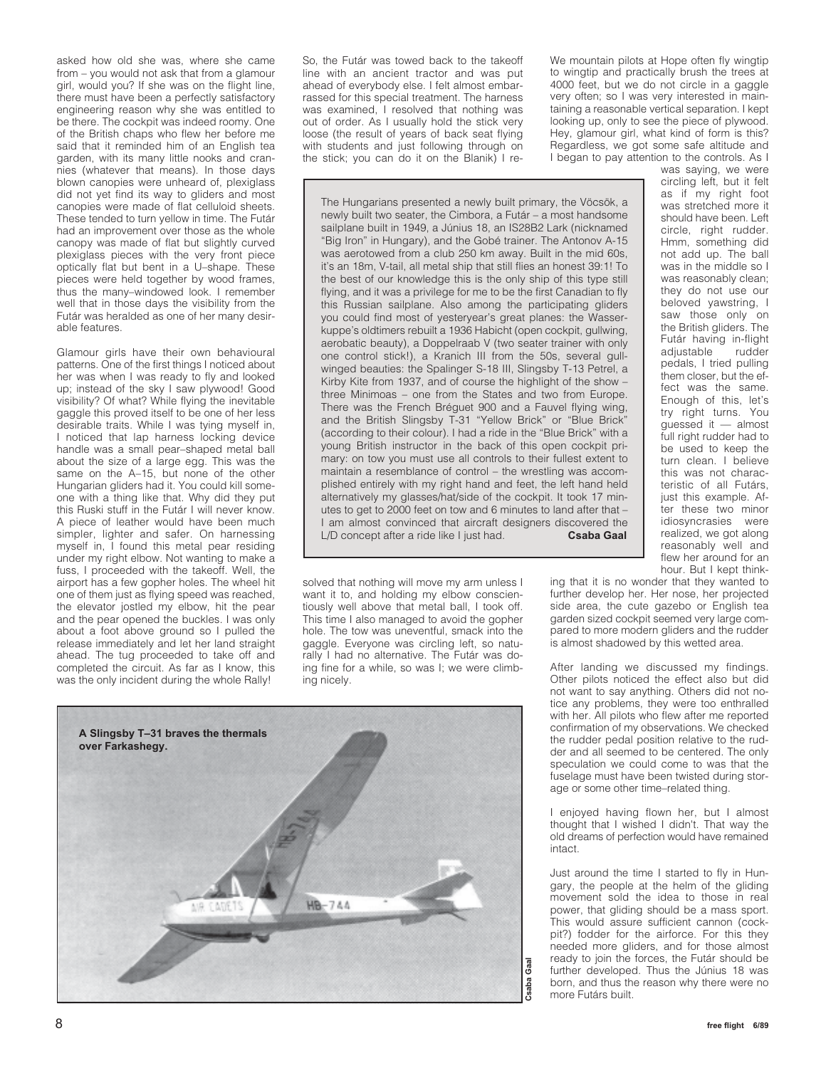asked how old she was, where she came from – you would not ask that from a glamour girl, would you? If she was on the flight line, there must have been a perfectly satisfactory engineering reason why she was entitled to be there. The cockpit was indeed roomy. One of the British chaps who flew her before me said that it reminded him of an English tea garden, with its many little nooks and crannies (whatever that means). In those days blown canopies were unheard of, plexiglass did not yet find its way to gliders and most canopies were made of flat celluloid sheets. These tended to turn yellow in time. The Futár had an improvement over those as the whole canopy was made of flat but slightly curved plexiglass pieces with the very front piece optically flat but bent in a U–shape. These pieces were held together by wood frames, thus the many–windowed look. I remember well that in those days the visibility from the Futár was heralded as one of her many desirable features.

Glamour girls have their own behavioural patterns. One of the first things I noticed about her was when I was ready to fly and looked up; instead of the sky I saw plywood! Good visibility? Of what? While flying the inevitable gaggle this proved itself to be one of her less desirable traits. While I was tying myself in, I noticed that lap harness locking device handle was a small pear–shaped metal ball about the size of a large egg. This was the same on the A–15, but none of the other Hungarian gliders had it. You could kill someone with a thing like that. Why did they put this Ruski stuff in the Futár I will never know. A piece of leather would have been much simpler, lighter and safer. On harnessing myself in, I found this metal pear residing under my right elbow. Not wanting to make a fuss, I proceeded with the takeoff. Well, the airport has a few gopher holes. The wheel hit one of them just as flying speed was reached, the elevator jostled my elbow, hit the pear and the pear opened the buckles. I was only about a foot above ground so I pulled the release immediately and let her land straight ahead. The tug proceeded to take off and completed the circuit. As far as I know, this was the only incident during the whole Rally!

So, the Futár was towed back to the takeoff line with an ancient tractor and was put ahead of everybody else. I felt almost embarrassed for this special treatment. The harness was examined, I resolved that nothing was out of order. As I usually hold the stick very loose (the result of years of back seat flying with students and just following through on the stick; you can do it on the Blanik) I resolved that nothing will move my arm unless I want it to, and holding my elbow conscientiously well above that metal ball, I took off. This time I also managed to avoid the gopher hole. The tow was uneventful, smack into the gaggle. Everyone was circling left, so naturally I had no alternative. The Futár was doing fine for a while, so was I; we were climbing nicely.

> The Hungarians presented a newly built primary, the Vöcsök, a newly built two seater, the Cimbora, a Futár – a most handsome sailplane built in 1949, a Június 18, an IS28B2 Lark (nicknamed "Big Iron" in Hungary), and the Gobé trainer. The Antonov A-15 was aerotowed from a club 250 km away. Built in the mid 60s, it's an 18m, V-tail, all metal ship that still flies an honest 39:1! To the best of our knowledge this is the only ship of this type still flying, and it was a privilege for me to be the first Canadian to fly this Russian sailplane. Also among the participating gliders you could find most of yesteryear's great planes: the Wasserkuppe's oldtimers rebuilt a 1936 Habicht (open cockpit, gullwing, aerobatic beauty), a Doppelraab V (two seater trainer with only one control stick!), a Kranich III from the 50s, several gull-winged beauties: the Spalinger S-18 III, Slingsby T-13 Petrel, a Kirby Kite from 1937, and of course the highlight of the show – three Minimoas – one from the States and two from Europe. There was the French Bréguet 900 and a Fauvel flying wing, and the British Slingsby T-31 "Yellow Brick" or "Blue Brick" (according to their colour). I had a ride in the "Blue Brick" with a young British instructor in the back of this open cockpit primary: on tow you must use all controls to their fullest extent to maintain a resemblance of control – the wrestling was accomplished entirely with my right hand and feet, the left hand held alternatively my glasses/hat/side of the cockpit. It took 17 minutes to get to 2000 feet on tow and 6 minutes to land after that – I am almost convinced that aircraft designers discovered the L/D concept after a ride like I just had. **Csaba Gaal**

We mountain pilots at Hope often fly wingtip to wingtip and practically brush the trees at 4000 feet, but we do not circle in a gaggle very often; so I was very interested in maintaining a reasonable vertical separation. I kept looking up, only to see the piece of plywood. Hey, glamour girl, what kind of form is this? Regardless, we got some safe altitude and I began to pay attention to the controls. As I was saying, we were circling left, but it felt as if my right foot was stretched more it should have been. Left circle, right rudder. Hmm, something did not add up. The ball was in the middle so I was reasonably clean; they do not use our beloved yawstring, I saw those only on the British gliders. The Futár having in-flight adjustable rudder pedals, I tried pulling them closer, but the effect was the same. Enough of this, let's try right turns. You guessed it — almost full right rudder had to be used to keep the turn clean. I believe this was not characteristic of all Futárs, just this example. After these two minor idiosyncrasies were realized, we got along reasonably well and flew her around for an hour. But I kept thinking that it is no wonder that they wanted to further develop her. Her nose, her projected side area, the cute gazebo or English tea garden sized cockpit seemed very large compared to more modern gliders and the rudder is almost shadowed by this wetted area.

After landing we discussed my findings. Other pilots noticed the effect also but did not want to say anything. Others did not notice any problems, they were too enthralled with her. All pilots who flew after me reported confirmation of my observations. We checked the rudder pedal position relative to the rudder and all seemed to be centered. The only speculation we could come to was that the fuselage must have been twisted during storage or some other time–related thing.

I enjoyed having flown her, but I almost thought that I wished I didn't. That way the old dreams of perfection would have remained intact.

Just around the time I started to fly in Hungary, the people at the helm of the gliding movement sold the idea to those in real power, that gliding should be a mass sport. This would assure sufficient cannon (cockpit?) fodder for the airforce. For this they needed more gliders, and for those almost ready to join the forces, the Futár should be further developed. Thus the Június 18 was born, and thus the reason why there were no more Futárs built.

A Slingsby T–31 braves the thermals over Farkashegy.

Csaba Gaal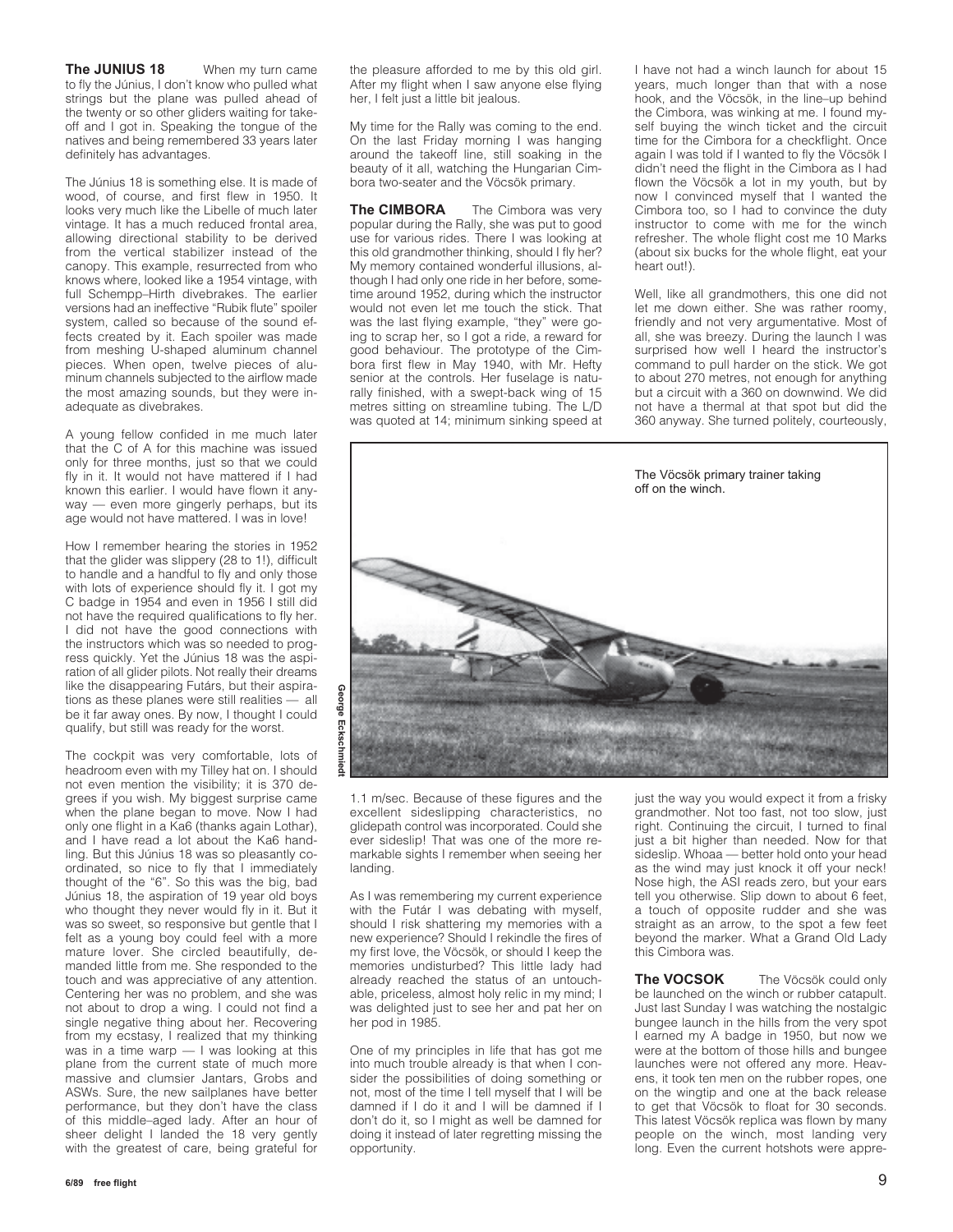**The JUNIUS 18** When my turn came to fly the Június, I don't know who pulled what strings but the plane was pulled ahead of the twenty or so other gliders waiting for take-off and I got in. Speaking the tongue of the natives and being remembered 33 years later definitely has advantages.

The Június 18 is something else. It is made of wood, of course, and first flew in 1950. It looks very much like the Libelle of much later vintage. It has a much reduced frontal area, allowing directional stability to be derived from the vertical stabilizer instead of the canopy. This example, resurrected from who knows where, looked like a 1954 vintage, with full Schempp–Hirth divebrakes. The earlier versions had an ineffective "Rubik flute" spoiler system, called so because of the sound effects created by it. Each spoiler was made from meshing U-shaped aluminum channel pieces. When open, twelve pieces of aluminum channels subjected to the airflow made the most amazing sounds, but they were inadequate as divebrakes.

A young fellow confided in me much later that the C of A for this machine was issued only for three months, just so that we could fly in it. It would not have mattered if I had known this earlier. I would have flown it anyway — even more gingerly perhaps, but its age would not have mattered. I was in love!

How I remember hearing the stories in 1952 that the glider was slippery (28 to 1!), difficult to handle and a handful to fly and only those with lots of experience should fly it. I got my C badge in 1954 and even in 1956 I still did not have the required qualifications to fly her. I did not have the good connections with the instructors which was so needed to progress quickly. Yet the Június 18 was the aspiration of all glider pilots. Not really their dreams like the disappearing Futárs, but their aspirations as these planes were still realities — all be it far away ones. By now, I thought I could qualify, but still was ready for the worst.

The cockpit was very comfortable, lots of headroom even with my Tilley hat on. I should not even mention the visibility; it is 370 degrees if you wish. My biggest surprise came when the plane began to move. Now I had only one flight in a Ka6 (thanks again Lothar), and I have read a lot about the Ka6 handling. But this Június 18 was so pleasantly coordinated, so nice to fly that I immediately thought of the "6". So this was the big, bad Június 18, the aspiration of 19 year old boys who thought they never would fly in it. But it was so sweet, so responsive but gentle that I felt as a young boy could feel with a more mature lover. She circled beautifully, demanded little from me. She responded to the touch and was appreciative of any attention. Centering her was no problem, and she was not about to drop a wing. I could not find a single negative thing about her. Recovering from my ecstasy, I realized that my thinking was in a time warp — I was looking at this plane from the current state of much more massive and clumsier Jantars, Grobs and ASWs. Sure, the new sailplanes have better performance, but they don't have the class of this middle–aged lady. After an hour of sheer delight I landed the 18 very gently with the greatest of care, being grateful for the pleasure afforded to me by this old girl. After my flight when I saw anyone else flying her, I felt just a little bit jealous.

My time for the Rally was coming to the end. On the last Friday morning I was hanging around the takeoff line, still soaking in the beauty of it all, watching the Hungarian Cimbora two-seater and the Vöcsök primary.

**The CIMBORA** The Cimbora was very popular during the Rally, she was put to good use for various rides. There I was looking at this old grandmother thinking, should I fly her? My memory contained wonderful illusions, although I had only one ride in her before, sometime around 1952, during which the instructor would not even let me touch the stick. That was the last flying example, "they" were going to scrap her, so I got a ride, a reward for good behaviour. The prototype of the Cimbora first flew in May 1940, with Mr. Hefty senior at the controls. Her fuselage is naturally finished, with a swept-back wing of 15 metres sitting on streamline tubing. The L/D was quoted at 14; minimum sinking speed at 1.1 m/sec. Because of these figures and the excellent sideslipping characteristics, no glidepath control was incorporated. Could she ever sideslip! That was one of the more remarkable sights I remember when seeing her landing.

As I was remembering my current experience with the Futár I was debating with myself, should I risk shattering my memories with a new experience? Should I rekindle the fires of my first love, the Vöcsök, or should I keep the memories undisturbed? This little lady had already reached the status of an untouchable, priceless, almost holy relic in my mind; I was delighted just to see her and pat her on her pod in 1985.

One of my principles in life that has got me into much trouble already is that when I consider the possibilities of doing something or not, most of the time I tell myself that I will be damned if I do it and I will be damned if I don't do it, so I might as well be damned for doing it instead of later regretting missing the opportunity.

I have not had a winch launch for about 15 years, much longer than that with a nose hook, and the Vöcsök, in the line–up behind the Cimbora, was winking at me. I found myself buying the winch ticket and the circuit time for the Cimbora for a checkflight. Once again I was told if I wanted to fly the Vöcsök I didn't need the flight in the Cimbora as I had flown the Vöcsök a lot in my youth, but by now I convinced myself that I wanted the Cimbora too, so I had to convince the duty instructor to come with me for the winch refresher. The whole flight cost me 10 Marks (about six bucks for the whole flight, eat your heart out!).

Well, like all grandmothers, this one did not let me down either. She was rather roomy, friendly and not very argumentative. Most of all, she was breezy. During the launch I was surprised how well I heard the instructor's command to pull harder on the stick. We got to about 270 metres, not enough for anything but a circuit with a 360 on downwind. We did not have a thermal at that spot but did the 360 anyway. She turned politely, courteously, just the way you would expect it from a frisky grandmother. Not too fast, not too slow, just right. Continuing the circuit, I turned to final just a bit higher than needed. Now for that sideslip. Whoaa — better hold onto your head as the wind may just knock it off your neck! Nose high, the ASI reads zero, but your ears tell you otherwise. Slip down to about 6 feet, a touch of opposite rudder and she was straight as an arrow, to the spot a few feet beyond the marker. What a Grand Old Lady this Cimbora was.

The Vöcsök primary trainer taking off on the winch.

George Eckschmiedt

**The VOCSOK** The Vöcsök could only be launched on the winch or rubber catapult. Just last Sunday I was watching the nostalgic bungee launch in the hills from the very spot I earned my A badge in 1950, but now we were at the bottom of those hills and bungee launches were not offered any more. Heavens, it took ten men on the rubber ropes, one on the wingtip and one at the back release to get that Vöcsök to float for 30 seconds. This latest Vöcsök replica was flown by many people on the winch, most landing very long. Even the current hotshots were appre-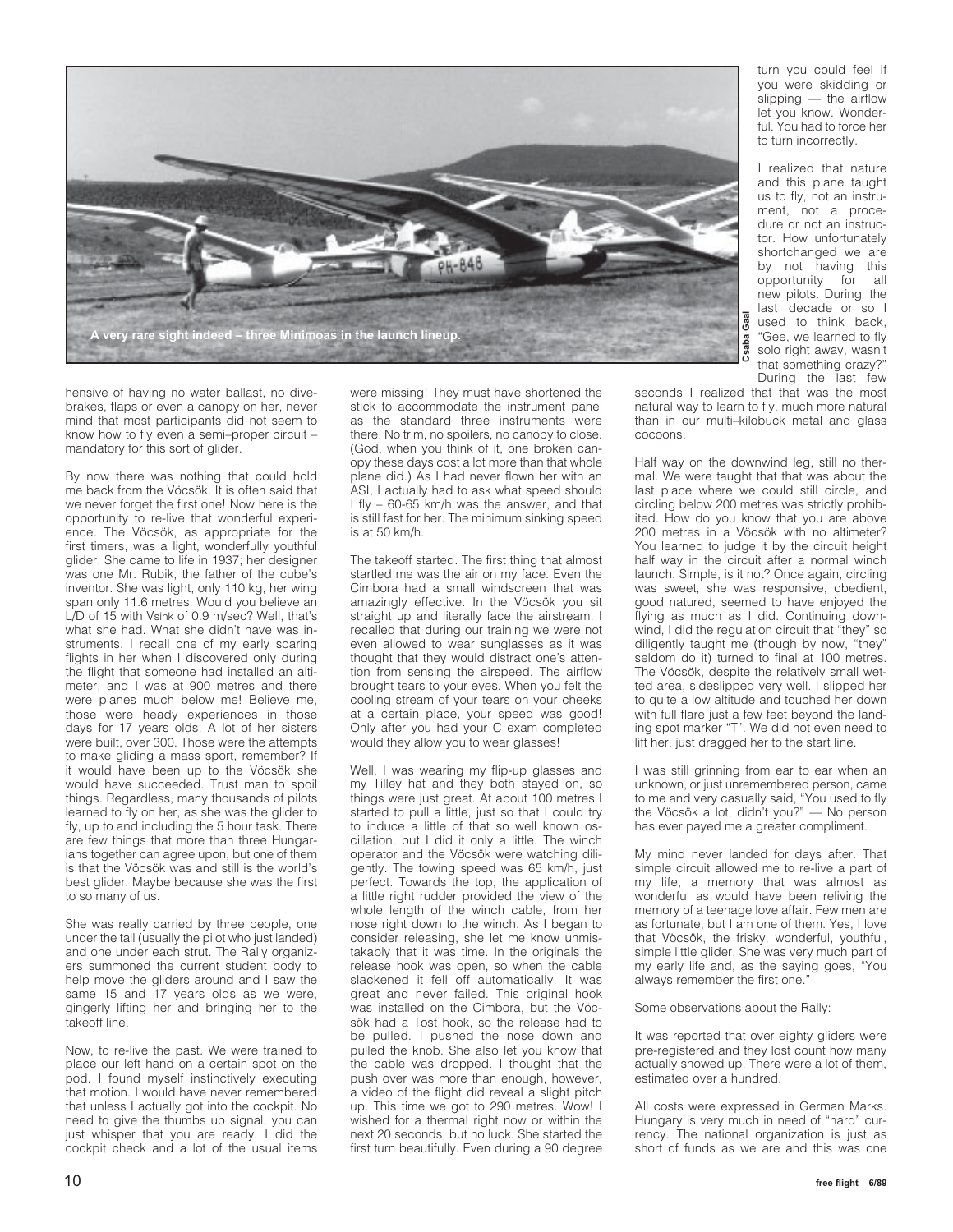A very rare sight indeed – three Minimoas in the launch lineup.

hensive of having no water ballast, no dive-brakes, flaps or even a canopy on her, never mind that most participants did not seem to know how to fly even a semi–proper circuit – mandatory for this sort of glider.

By now there was nothing that could hold me back from the Vöcsök. It is often said that we never forget the first one! Now here is the opportunity to re-live that wonderful experience. The Vöcsök, as appropriate for the first timers, was a light, wonderfully youthful glider. She came to life in 1937; her designer was one Mr. Rubik, the father of the cube's inventor. She was light, only 110 kg, her wing span only 11.6 metres. Would you believe an L/D of 15 with Vsink of 0.9 m/sec? Well, that's what she had. What she didn't have was instruments. I recall one of my early soaring flights in her when I discovered only during the flight that someone had installed an altimeter, and I was at 900 metres and there were planes much below me! Believe me, those were heady experiences in those days for 17 years olds. A lot of her sisters were built, over 300. Those were the attempts to make gliding a mass sport, remember? If it would have been up to the Vöcsök she would have succeeded. Trust man to spoil things. Regardless, many thousands of pilots learned to fly on her, as she was the glider to fly, up to and including the 5 hour task. There are few things that more than three Hungarians together can agree upon, but one of them is that the Vöcsök was and still is the world's best glider. Maybe because she was the first to so many of us.

She was really carried by three people, one under the tail (usually the pilot who just landed) and one under each strut. The Rally organizers summoned the current student body to help move the gliders around and I saw the same 15 and 17 years olds as we were, gingerly lifting her and bringing her to the takeoff line.

Now, to re-live the past. We were trained to place our left hand on a certain spot on the pod. I found myself instinctively executing that motion. I would have never remembered that unless I actually got into the cockpit. No need to give the thumbs up signal, you can just whisper that you are ready. I did the cockpit check and a lot of the usual items were missing! They must have shortened the stick to accommodate the instrument panel as the standard three instruments were there. No trim, no spoilers, no canopy to close. (God, when you think of it, one broken canopy these days cost a lot more than that whole plane did.) As I had never flown her with an ASI, I actually had to ask what speed should I fly – 60-65 km/h was the answer, and that is still fast for her. The minimum sinking speed is at 50 km/h.

The takeoff started. The first thing that almost startled me was the air on my face. Even the Cimbora had a small windscreen that was amazingly effective. In the Vöcsök you sit straight up and literally face the airstream. I recalled that during our training we were not even allowed to wear sunglasses as it was thought that they would distract one's attention from sensing the airspeed. The airflow brought tears to your eyes. When you felt the cooling stream of your tears on your cheeks at a certain place, your speed was good! Only after you had your C exam completed would they allow you to wear glasses!

Well, I was wearing my flip-up glasses and my Tilley hat and they both stayed on, so things were just great. At about 100 metres I started to pull a little, just so that I could try to induce a little of that so well known oscillation, but I did it only a little. The winch operator and the Vöcsök were watching diligently. The towing speed was 65 km/h, just perfect. Towards the top, the application of a little right rudder provided the view of the whole length of the winch cable, from her nose right down to the winch. As I began to consider releasing, she let me know unmistakably that it was time. In the originals the release hook was open, so when the cable slackened it fell off automatically. It was great and never failed. This original hook was installed on the Cimbora, but the Vöcsök had a Tost hook, so the release had to be pulled. I pushed the nose down and pulled the knob. She also let you know that the cable was dropped. I thought that the push over was more than enough, however, a video of the flight did reveal a slight pitch up. This time we got to 290 metres. Wow! I wished for a thermal right now or within the next 20 seconds, but no luck. She started the first turn beautifully. Even during a 90 degree turn you could feel if you were skidding or slipping — the airflow let you know. Wonderful. You had to force her to turn incorrectly.

I realized that nature and this plane taught us to fly, not an instrument, not a procedure or not an instructor. How unfortunately shortchanged we are by not having this opportunity for all new pilots. During the last decade or so I used to think back, "Gee, we learned to fly solo right away, wasn't that something crazy?" During the last few seconds I realized that that was the most natural way to learn to fly, much more natural than in our multi–kilobuck metal and glass cocoons.

Half way on the downwind leg, still no thermal. We were taught that that was about the last place where we could still circle, and circling below 200 metres was strictly prohibited. How do you know that you are above 200 metres in a Vöcsök with no altimeter? You learned to judge it by the circuit height half way in the circuit after a normal winch launch. Simple, is it not? Once again, circling was sweet, she was responsive, obedient, good natured, seemed to have enjoyed the flying as much as I did. Continuing downwind, I did the regulation circuit that "they" so diligently taught me (though by now, "they" seldom do it) turned to final at 100 metres. The Vöcsök, despite the relatively small wetted area, sideslipped very well. I slipped her to quite a low altitude and touched her down with full flare just a few feet beyond the landing spot marker "T". We did not even need to lift her, just dragged her to the start line.

I was still grinning from ear to ear when an unknown, or just unremembered person, came to me and very casually said, "You used to fly the Vöcsök a lot, didn't you?" — No person has ever payed me a greater compliment.

My mind never landed for days after. That simple circuit allowed me to re-live a part of my life, a memory that was almost as wonderful as would have been reliving the memory of a teenage love affair. Few men are as fortunate, but I am one of them. Yes, I love that Vöcsök, the frisky, wonderful, youthful, simple little glider. She was very much part of my early life and, as the saying goes, "You always remember the first one."

Some observations about the Rally:

It was reported that over eighty gliders were pre-registered and they lost count how many actually showed up. There were a lot of them, estimated over a hundred.

All costs were expressed in German Marks. Hungary is very much in need of "hard" currency. The national organization is just as short of funds as we are and this was one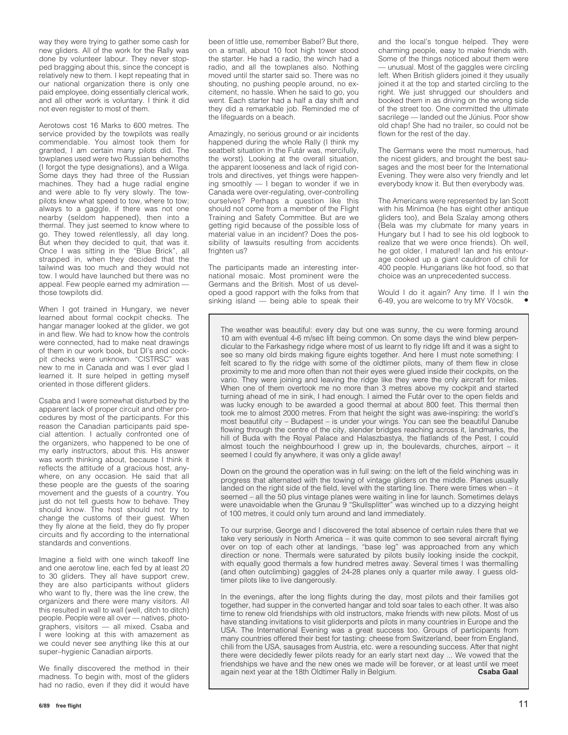way they were trying to gather some cash for new gliders. All of the work for the Rally was done by volunteer labour. They never stopped bragging about this, since the concept is relatively new to them. I kept repeating that in our national organization there is only one paid employee, doing essentially clerical work, and all other work is voluntary. I think it did not even register to most of them.

Aerotows cost 16 Marks to 600 metres. The service provided by the towpilots was really commendable. You almost took them for granted, I am certain many pilots did. The towplanes used were two Russian behemoths (I forgot the type designations), and a Wilga. Some days they had three of the Russian machines. They had a huge radial engine and were able to fly very slowly. The towpilots knew what speed to tow, where to tow; always to a gaggle, if there was not one nearby (seldom happened), then into a thermal. They just seemed to know where to go. They towed relentlessly, all day long. But when they decided to quit, that was it. Once I was sitting in the "Blue Brick", all strapped in, when they decided that the tailwind was too much and they would not tow. I would have launched but there was no appeal. Few people earned my admiration — those towpilots did.

When I got trained in Hungary, we never learned about formal cockpit checks. The hangar manager looked at the glider, we got in and flew. We had to know how the controls were connected, had to make neat drawings of them in our work book, but DI's and cockpit checks were unknown. "CISTRSC" was new to me in Canada and was I ever glad I learned it. It sure helped in getting myself oriented in those different gliders.

Csaba and I were somewhat disturbed by the apparent lack of proper circuit and other procedures by most of the participants. For this reason the Canadian participants paid special attention. I actually confronted one of the organizers, who happened to be one of my early instructors, about this. His answer was worth thinking about, because I think it reflects the attitude of a gracious host, anywhere, on any occasion. He said that all these people are the guests of the soaring movement and the guests of a country. You just do not tell guests how to behave. They should know. The host should not try to change the customs of their guest. When they fly alone at the field, they do fly proper circuits and fly according to the international standards and conventions.

Imagine a field with one winch takeoff line and one aerotow line, each fed by at least 20 to 30 gliders. They all have support crew, they are also participants without gliders who want to fly, there was the line crew, the organizers and there were many visitors. All this resulted in wall to wall (well, ditch to ditch) people. People were all over — natives, photographers, visitors — all mixed. Csaba and I were looking at this with amazement as we could never see anything like this at our super–hygienic Canadian airports.

We finally discovered the method in their madness. To begin with, most of the gliders had no radio, even if they did it would have been of little use, remember Babel? But there, on a small, about 10 foot high tower stood the starter. He had a radio, the winch had a radio, and all the towplanes also. Nothing moved until the starter said so. There was no shouting, no pushing people around, no excitement, no hassle. When he said to go, you went. Each starter had a half a day shift and they did a remarkable job. Reminded me of the lifeguards on a beach.

Amazingly, no serious ground or air incidents happened during the whole Rally (I think my seatbelt situation in the Futár was, mercifully, the worst). Looking at the overall situation, the apparent looseness and lack of rigid controls and directives, yet things were happening smoothly — I began to wonder if we in Canada were over-regulating, over-controlling ourselves? Perhaps a question like this should not come from a member of the Flight Training and Safety Committee. But are we getting rigid because of the possible loss of material value in an incident? Does the possibility of lawsuits resulting from accidents frighten us?

The participants made an interesting international mosaic. Most prominent were the Germans and the British. Most of us developed a good rapport with the folks from that sinking island — being able to speak their and the local's tongue helped. They were charming people, easy to make friends with. Some of the things noticed about them were — unusual. Most of the gaggles were circling left. When British gliders joined it they usually joined it at the top and started circling to the right. We just shrugged our shoulders and booked them in as driving on the wrong side of the street too. One committed the ultimate sacrilege — landed out the Június. Poor show old chap! She had no trailer, so could not be flown for the rest of the day.

The Germans were the most numerous, had the nicest gliders, and brought the best sausages and the most beer for the International Evening. They were also very friendly and let everybody know it. But then everybody was.

The Americans were represented by Ian Scott with his Minimoa (he has eight other antique gliders too), and Bela Szalay among others (Bela was my clubmate for many years in Hungary but I had to see his old logbook to realize that we were once friends). Oh well, he got older, I matured! Ian and his entourage cooked up a giant cauldron of chili for 400 people. Hungarians like hot food, so that choice was an unprecedented success.

Would I do it again? Any time. If I win the 6-49, you are welcome to try MY Vöcsök. •

---

The weather was beautiful: every day but one was sunny, the cu were forming around 10 am with eventual 4-6 m/sec lift being common. On some days the wind blew perpendicular to the Farkashegy ridge where most of us learnt to fly ridge lift and it was a sight to see so many old birds making figure eights together. And here I must note something: I felt scared to fly the ridge with some of the oldtimer pilots, many of them flew in close proximity to me and more often than not their eyes were glued inside their cockpits, on the vario. They were joining and leaving the ridge like they were the only aircraft for miles. When one of them overtook me no more than 3 metres above my cockpit and started turning ahead of me in sink, I had enough. I aimed the Futár over to the open fields and was lucky enough to be awarded a good thermal at about 800 feet. This thermal then took me to almost 2000 metres. From that height the sight was awe-inspiring: the world's most beautiful city – Budapest – is under your wings. You can see the beautiful Danube flowing through the centre of the city, slender bridges reaching across it, landmarks, the hill of Buda with the Royal Palace and Halaszbastya, the flatlands of the Pest, I could almost touch the neighbourhood I grew up in, the boulevards, churches, airport – it seemed I could fly anywhere, it was only a glide away!

Down on the ground the operation was in full swing: on the left of the field winching was in progress that alternated with the towing of vintage gliders on the middle. Planes usually landed on the right side of the field, level with the starting line. There were times when – it seemed – all the 50 plus vintage planes were waiting in line for launch. Sometimes delays were unavoidable when the Grunau 9 "Skullsplitter" was winched up to a dizzying height of 100 metres, it could only turn around and land immediately.

To our surprise, George and I discovered the total absence of certain rules there that we take very seriously in North America – it was quite common to see several aircraft flying over on top of each other at landings, "base leg" was approached from any which direction or none. Thermals were saturated by pilots busily looking inside the cockpit, with equally good thermals a few hundred metres away. Several times I was thermalling (and often outclimbing) gaggles of 24-28 planes only a quarter mile away. I guess oldtimer pilots like to live dangerously.

In the evenings, after the long flights during the day, most pilots and their families got together, had supper in the converted hangar and told soar tales to each other. It was also time to renew old friendships with old instructors, make friends with new pilots. Most of us have standing invitations to visit gliderports and pilots in many countries in Europe and the USA. The International Evening was a great success too. Groups of participants from many countries offered their best for tasting: cheese from Switzerland, beer from England, chili from the USA, sausages from Austria, etc. were a resounding success. After that night there were decidedly fewer pilots ready for an early start next day ... We vowed that the friendships we have and the new ones we made will be forever, or at least until we meet again next year at the 18th Oldtimer Rally in Belgium. **Csaba Gaal**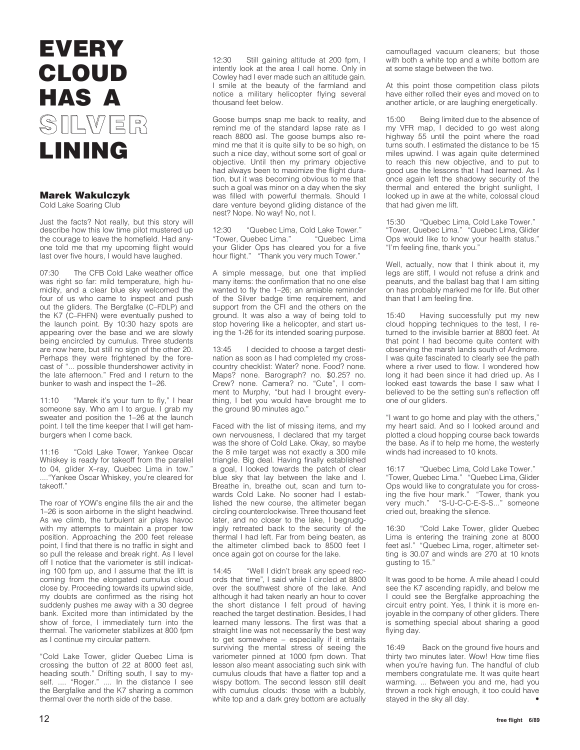# EVERY CLOUD HAS A SILVER LINING

**Marek Wakulczyk**
Cold Lake Soaring Club

Just the facts? Not really, but this story will describe how this low time pilot mustered up the courage to leave the homefield. Had anyone told me that my upcoming flight would last over five hours, I would have laughed.

07:30 The CFB Cold Lake weather office was right so far: mild temperature, high humidity, and a clear blue sky welcomed the four of us who came to inspect and push out the gliders. The Bergfalke (C–FDLP) and the K7 (C–FHFN) were eventually pushed to the launch point. By 10:30 hazy spots are appearing over the base and we are slowly being encircled by cumulus. Three students are now here, but still no sign of the other 20. Perhaps they were frightened by the forecast of "... possible thundershower activity in the late afternoon." Fred and I return to the bunker to wash and inspect the 1–26.

11:10 "Marek it's your turn to fly," I hear someone say. Who am I to argue. I grab my sweater and position the 1–26 at the launch point. I tell the time keeper that I will get hamburgers when I come back.

11:16 "Cold Lake Tower, Yankee Oscar Whiskey is ready for takeoff from the parallel to 04, glider X–ray, Quebec Lima in tow." ...."Yankee Oscar Whiskey, you're cleared for takeoff."

The roar of YOW's engine fills the air and the 1–26 is soon airborne in the slight headwind. As we climb, the turbulent air plays havoc with my attempts to maintain a proper tow position. Approaching the 200 feet release point, I find that there is no traffic in sight and so pull the release and break right. As I level off I notice that the variometer is still indicating 100 fpm up, and I assume that the lift is coming from the elongated cumulus cloud close by. Proceeding towards its upwind side, my doubts are confirmed as the rising hot suddenly pushes me away with a 30 degree bank. Excited more than intimidated by the show of force, I immediately turn into the thermal. The variometer stabilizes at 800 fpm as I continue my circular pattern.

"Cold Lake Tower, glider Quebec Lima is crossing the button of 22 at 8000 feet asl, heading south." Drifting south, I say to myself. .... "Roger." .... In the distance I see the Bergfalke and the K7 sharing a common thermal over the north side of the base.

12:30 Still gaining altitude at 200 fpm, I intently look at the area I call home. Only in Cowley had I ever made such an altitude gain. I smile at the beauty of the farmland and notice a military helicopter flying several thousand feet below.

Goose bumps snap me back to reality, and remind me of the standard lapse rate as I reach 8800 asl. The goose bumps also remind me that it is quite silly to be so high, on such a nice day, without some sort of goal or objective. Until then my primary objective had always been to maximize the flight duration, but it was becoming obvious to me that such a goal was minor on a day when the sky was filled with powerful thermals. Should I dare venture beyond gliding distance of the nest? Nope. No way! No, not I.

12:30 "Quebec Lima, Cold Lake Tower." "Tower, Quebec Lima." "Quebec Lima your Glider Ops has cleared you for a five hour flight." "Thank you very much Tower."

A simple message, but one that implied many items: the confirmation that no one else wanted to fly the 1–26; an amiable reminder of the Silver badge time requirement, and support from the CFI and the others on the ground. It was also a way of being told to stop hovering like a helicopter, and start using the 1-26 for its intended soaring purpose.

13:45 I decided to choose a target destination as soon as I had completed my cross-country checklist: Water? none. Food? none. Maps? none. Barograph? no. $0.25? no. Crew? none. Camera? no. "Cute", I comment to Murphy, "but had I brought everything, I bet you would have brought me to the ground 90 minutes ago."

Faced with the list of missing items, and my own nervousness, I declared that my target was the shore of Cold Lake. Okay, so maybe the 8 mile target was not exactly a 300 mile triangle. Big deal. Having finally established a goal, I looked towards the patch of clear blue sky that lay between the lake and I. Breathe in, breathe out, scan and turn towards Cold Lake. No sooner had I established the new course, the altimeter began circling counterclockwise. Three thousand feet later, and no closer to the lake, I begrudgingly retreated back to the security of the thermal I had left. Far from being beaten, as the altimeter climbed back to 8500 feet I once again got on course for the lake.

14:45 "Well I didn't break any speed records that time", I said while I circled at 8800 over the southwest shore of the lake. And although it had taken nearly an hour to cover the short distance I felt proud of having reached the target destination. Besides, I had learned many lessons. The first was that a straight line was not necessarily the best way to get somewhere – especially if it entails surviving the mental stress of seeing the variometer pinned at 1000 fpm down. That lesson also meant associating such sink with cumulus clouds that have a flatter top and a wispy bottom. The second lesson still dealt with cumulus clouds: those with a bubbly, white top and a dark grey bottom are actually camouflaged vacuum cleaners; but those with both a white top and a white bottom are at some stage between the two.

At this point those competition class pilots have either rolled their eyes and moved on to another article, or are laughing energetically.

15:00 Being limited due to the absence of my VFR map, I decided to go west along highway 55 until the point where the road turns south. I estimated the distance to be 15 miles upwind. I was again quite determined to reach this new objective, and to put to good use the lessons that I had learned. As I once again left the shadowy security of the thermal and entered the bright sunlight, I looked up in awe at the white, colossal cloud that had given me lift.

15:30 "Quebec Lima, Cold Lake Tower." "Tower, Quebec Lima." "Quebec Lima, Glider Ops would like to know your health status." "I'm feeling fine, thank you."

Well, actually, now that I think about it, my legs are stiff, I would not refuse a drink and peanuts, and the ballast bag that I am sitting on has probably marked me for life. But other than that I am feeling fine.

15:40 Having successfully put my new cloud hopping techniques to the test, I returned to the invisible barrier at 8800 feet. At that point I had become quite content with observing the marsh lands south of Ardmore. I was quite fascinated to clearly see the path where a river used to flow. I wondered how long it had been since it had dried up. As I looked east towards the base I saw what I believed to be the setting sun's reflection off one of our gliders.

"I want to go home and play with the others," my heart said. And so I looked around and plotted a cloud hopping course back towards the base. As if to help me home, the westerly winds had increased to 10 knots.

16:17 "Quebec Lima, Cold Lake Tower." "Tower, Quebec Lima." "Quebec Lima, Glider Ops would like to congratulate you for crossing the five hour mark." "Tower, thank you very much." "S-U-C-C-E-S-S..." someone cried out, breaking the silence.

16:30 "Cold Lake Tower, glider Quebec Lima is entering the training zone at 8000 feet asl." "Quebec Lima, roger, altimeter setting is 30.07 and winds are 270 at 10 knots gusting to 15."

It was good to be home. A mile ahead I could see the K7 ascending rapidly, and below me I could see the Bergfalke approaching the circuit entry point. Yes, I think it is more enjoyable in the company of other gliders. There is something special about sharing a good flying day.

16:49 Back on the ground five hours and thirty two minutes later. Wow! How time flies when you're having fun. The handful of club members congratulate me. It was quite heart warming. ... Between you and me, had you thrown a rock high enough, it too could have stayed in the sky all day. •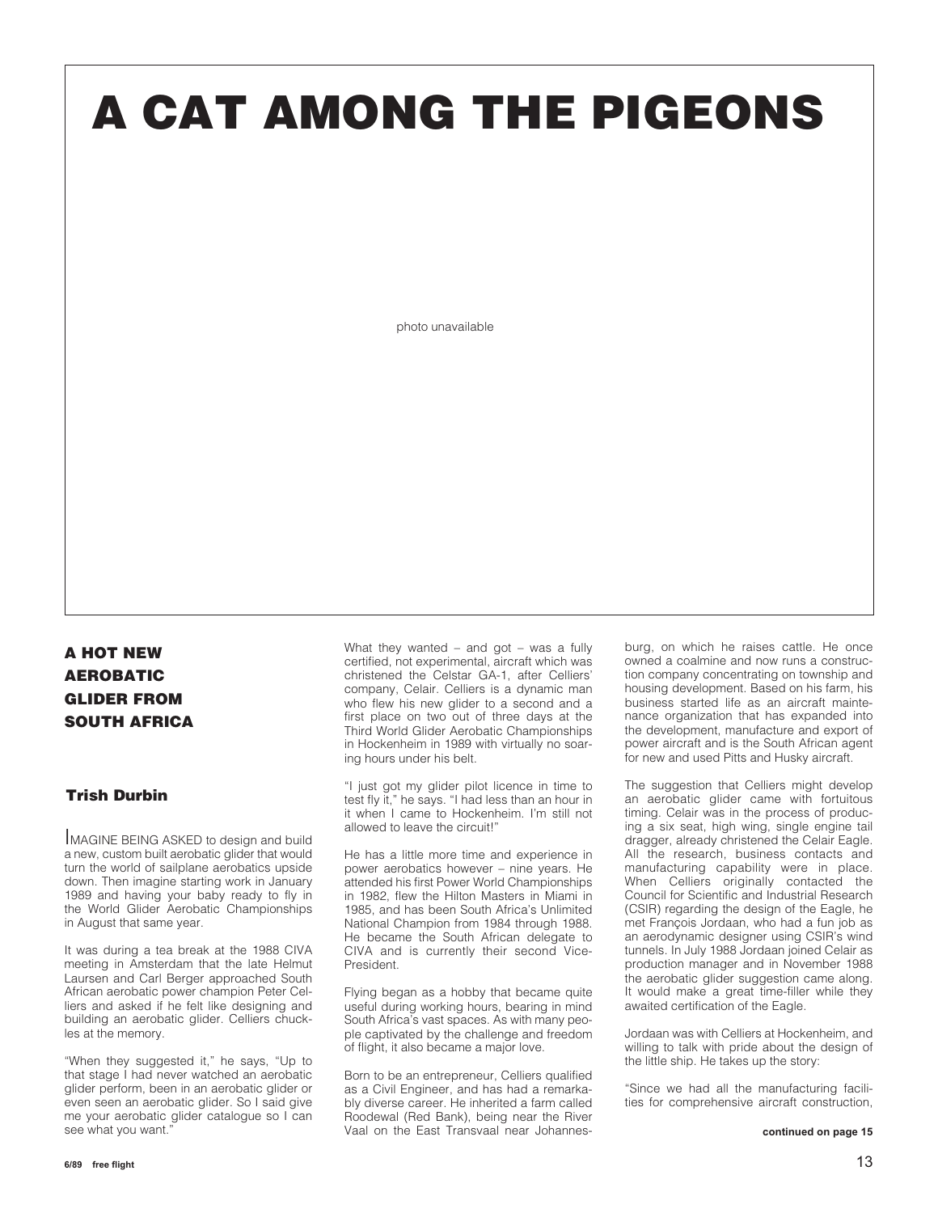# A CAT AMONG THE PIGEONS

photo unavailable

**A HOT NEW AEROBATIC GLIDER FROM SOUTH AFRICA**

**Trish Durbin**

IMAGINE BEING ASKED to design and build a new, custom built aerobatic glider that would turn the world of sailplane aerobatics upside down. Then imagine starting work in January 1989 and having your baby ready to fly in the World Glider Aerobatic Championships in August that same year.

It was during a tea break at the 1988 CIVA meeting in Amsterdam that the late Helmut Laursen and Carl Berger approached South African aerobatic power champion Peter Celliers and asked if he felt like designing and building an aerobatic glider. Celliers chuckles at the memory.

"When they suggested it," he says, "Up to that stage I had never watched an aerobatic glider perform, been in an aerobatic glider or even seen an aerobatic glider. So I said give me your aerobatic glider catalogue so I can see what you want."

What they wanted – and got – was a fully certified, not experimental, aircraft which was christened the Celstar GA-1, after Celliers' company, Celair. Celliers is a dynamic man who flew his new glider to a second and a first place on two out of three days at the Third World Glider Aerobatic Championships in Hockenheim in 1989 with virtually no soaring hours under his belt.

"I just got my glider pilot licence in time to test fly it," he says. "I had less than an hour in it when I came to Hockenheim. I'm still not allowed to leave the circuit!"

He has a little more time and experience in power aerobatics however – nine years. He attended his first Power World Championships in 1982, flew the Hilton Masters in Miami in 1985, and has been South Africa's Unlimited National Champion from 1984 through 1988. He became the South African delegate to CIVA and is currently their second Vice-President.

Flying began as a hobby that became quite useful during working hours, bearing in mind South Africa's vast spaces. As with many people captivated by the challenge and freedom of flight, it also became a major love.

Born to be an entrepreneur, Celliers qualified as a Civil Engineer, and has had a remarkably diverse career. He inherited a farm called Roodewal (Red Bank), being near the River Vaal on the East Transvaal near Johannesburg, on which he raises cattle. He once owned a coalmine and now runs a construction company concentrating on township and housing development. Based on his farm, his business started life as an aircraft maintenance organization that has expanded into the development, manufacture and export of power aircraft and is the South African agent for new and used Pitts and Husky aircraft.

The suggestion that Celliers might develop an aerobatic glider came with fortuitous timing. Celair was in the process of producing a six seat, high wing, single engine tail dragger, already christened the Celair Eagle. All the research, business contacts and manufacturing capability were in place. When Celliers originally contacted the Council for Scientific and Industrial Research (CSIR) regarding the design of the Eagle, he met François Jordaan, who had a fun job as an aerodynamic designer using CSIR's wind tunnels. In July 1988 Jordaan joined Celair as production manager and in November 1988 the aerobatic glider suggestion came along. It would make a great time-filler while they awaited certification of the Eagle.

Jordaan was with Celliers at Hockenheim, and willing to talk with pride about the design of the little ship. He takes up the story:

"Since we had all the manufacturing facilities for comprehensive aircraft construction,

**continued on page 15**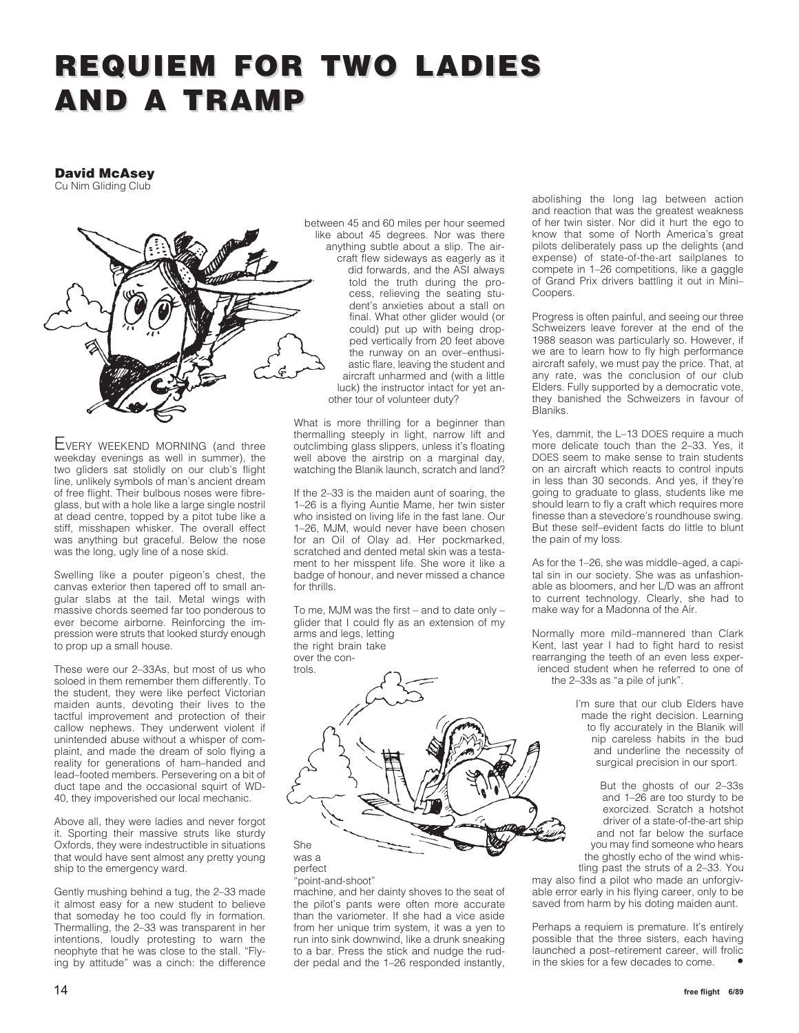# REQUIEM FOR TWO LADIES AND A TRAMP

**David McAsey**
Cu Nim Gliding Club

EVERY WEEKEND MORNING (and three weekday evenings as well in summer), the two gliders sat stolidly on our club's flight line, unlikely symbols of man's ancient dream of free flight. Their bulbous noses were fibreglass, but with a hole like a large single nostril at dead centre, topped by a pitot tube like a stiff, misshapen whisker. The overall effect was anything but graceful. Below the nose was the long, ugly line of a nose skid.

Swelling like a pouter pigeon's chest, the canvas exterior then tapered off to small angular slabs at the tail. Metal wings with massive chords seemed far too ponderous to ever become airborne. Reinforcing the impression were struts that looked sturdy enough to prop up a small house.

These were our 2–33As, but most of us who soloed in them remember them differently. To the student, they were like perfect Victorian maiden aunts, devoting their lives to the tactful improvement and protection of their callow nephews. They underwent violent if unintended abuse without a whisper of complaint, and made the dream of solo flying a reality for generations of ham–handed and lead–footed members. Persevering on a bit of duct tape and the occasional squirt of WD-40, they impoverished our local mechanic.

Above all, they were ladies and never forgot it. Sporting their massive struts like sturdy Oxfords, they were indestructible in situations that would have sent almost any pretty young ship to the emergency ward.

Gently mushing behind a tug, the 2–33 made it almost easy for a new student to believe that someday he too could fly in formation. Thermalling, the 2–33 was transparent in her intentions, loudly protesting to warn the neophyte that he was close to the stall. "Flying by attitude" was a cinch: the difference between 45 and 60 miles per hour seemed like about 45 degrees. Nor was there anything subtle about a slip. The aircraft flew sideways as eagerly as it did forwards, and the ASI always told the truth during the process, relieving the seating student's anxieties about a stall on final. What other glider would (or could) put up with being dropped vertically from 20 feet above the runway on an over–enthusiastic flare, leaving the student and aircraft unharmed and (with a little luck) the instructor intact for yet another tour of volunteer duty?

What is more thrilling for a beginner than thermalling steeply in light, narrow lift and outclimbing glass slippers, unless it's floating well above the airstrip on a marginal day, watching the Blanik launch, scratch and land?

If the 2–33 is the maiden aunt of soaring, the 1–26 is a flying Auntie Mame, her twin sister who insisted on living life in the fast lane. Our 1–26, MJM, would never have been chosen for an Oil of Olay ad. Her pockmarked, scratched and dented metal skin was a testament to her misspent life. She wore it like a badge of honour, and never missed a chance for thrills.

To me, MJM was the first – and to date only – glider that I could fly as an extension of my arms and legs, letting the right brain take over the controls.

She was a perfect "point-and-shoot" machine, and her dainty shoves to the seat of the pilot's pants were often more accurate than the variometer. If she had a vice aside from her unique trim system, it was a yen to run into sink downwind, like a drunk sneaking to a bar. Press the stick and nudge the rudder pedal and the 1–26 responded instantly, abolishing the long lag between action and reaction that was the greatest weakness of her twin sister. Nor did it hurt the ego to know that some of North America's great pilots deliberately pass up the delights (and expense) of state-of-the-art sailplanes to compete in 1–26 competitions, like a gaggle of Grand Prix drivers battling it out in Mini–Coopers.

Progress is often painful, and seeing our three Schweizers leave forever at the end of the 1988 season was particularly so. However, if we are to learn how to fly high performance aircraft safely, we must pay the price. That, at any rate, was the conclusion of our club Elders. Fully supported by a democratic vote, they banished the Schweizers in favour of Blaniks.

Yes, dammit, the L–13 DOES require a much more delicate touch than the 2–33. Yes, it DOES seem to make sense to train students on an aircraft which reacts to control inputs in less than 30 seconds. And yes, if they're going to graduate to glass, students like me should learn to fly a craft which requires more finesse than a stevedore's roundhouse swing. But these self–evident facts do little to blunt the pain of my loss.

As for the 1–26, she was middle–aged, a capital sin in our society. She was as unfashionable as bloomers, and her L/D was an affront to current technology. Clearly, she had to make way for a Madonna of the Air.

Normally more mild–mannered than Clark Kent, last year I had to fight hard to resist rearranging the teeth of an even less experienced student when he referred to one of the 2–33s as "a pile of junk".

I'm sure that our club Elders have made the right decision. Learning to fly accurately in the Blanik will nip careless habits in the bud and underline the necessity of surgical precision in our sport.

But the ghosts of our 2–33s and 1–26 are too sturdy to be exorcized. Scratch a hotshot driver of a state-of-the-art ship and not far below the surface you may find someone who hears the ghostly echo of the wind whistling past the struts of a 2–33. You may also find a pilot who made an unforgivable error early in his flying career, only to be saved from harm by his doting maiden aunt.

Perhaps a requiem is premature. It's entirely possible that the three sisters, each having launched a post–retirement career, will frolic in the skies for a few decades to come. •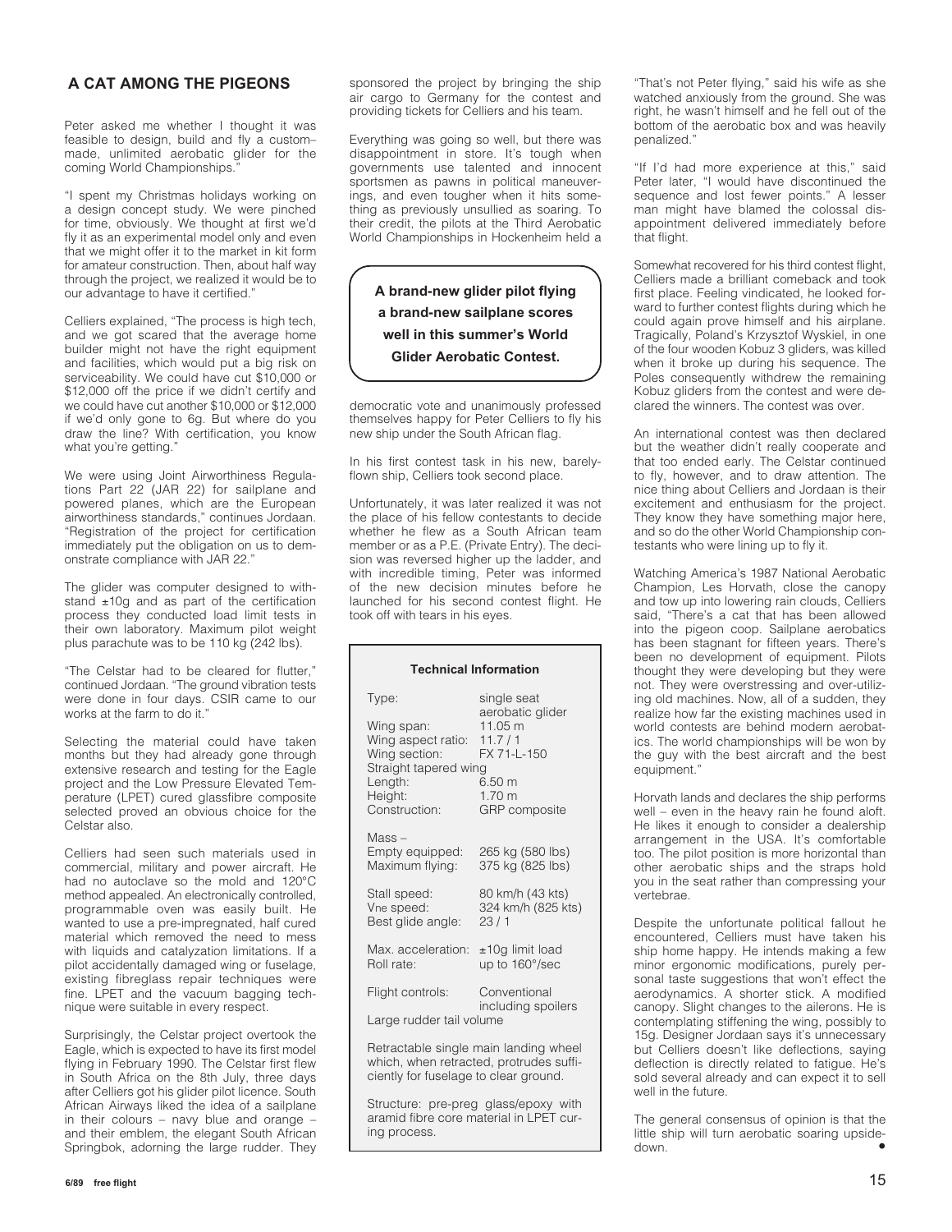## A CAT AMONG THE PIGEONS

Peter asked me whether I thought it was feasible to design, build and fly a custom–made, unlimited aerobatic glider for the coming World Championships."

"I spent my Christmas holidays working on a design concept study. We were pinched for time, obviously. We thought at first we'd fly it as an experimental model only and even that we might offer it to the market in kit form for amateur construction. Then, about half way through the project, we realized it would be to our advantage to have it certified."

Celliers explained, "The process is high tech, and we got scared that the average home builder might not have the right equipment and facilities, which would put a big risk on serviceability. We could have cut $10,000 or $12,000 off the price if we didn't certify and we could have cut another $10,000 or $12,000 if we'd only gone to 6g. But where do you draw the line? With certification, you know what you're getting."

We were using Joint Airworthiness Regulations Part 22 (JAR 22) for sailplane and powered planes, which are the European airworthiness standards," continues Jordaan. "Registration of the project for certification immediately put the obligation on us to demonstrate compliance with JAR 22."

The glider was computer designed to withstand ±10g and as part of the certification process they conducted load limit tests in their own laboratory. Maximum pilot weight plus parachute was to be 110 kg (242 lbs).

"The Celstar had to be cleared for flutter," continued Jordaan. "The ground vibration tests were done in four days. CSIR came to our works at the farm to do it."

Selecting the material could have taken months but they had already gone through extensive research and testing for the Eagle project and the Low Pressure Elevated Temperature (LPET) cured glassfibre composite selected proved an obvious choice for the Celstar also.

Celliers had seen such materials used in commercial, military and power aircraft. He had no autoclave so the mold and 120°C method appealed. An electronically controlled, programmable oven was easily built. He wanted to use a pre-impregnated, half cured material which removed the need to mess with liquids and catalyzation limitations. If a pilot accidentally damaged wing or fuselage, existing fibreglass repair techniques were fine. LPET and the vacuum bagging technique were suitable in every respect.

Surprisingly, the Celstar project overtook the Eagle, which is expected to have its first model flying in February 1990. The Celstar first flew in South Africa on the 8th July, three days after Celliers got his glider pilot licence. South African Airways liked the idea of a sailplane in their colours – navy blue and orange – and their emblem, the elegant South African Springbok, adorning the large rudder. They sponsored the project by bringing the ship air cargo to Germany for the contest and providing tickets for Celliers and his team.

Everything was going so well, but there was disappointment in store. It's tough when governments use talented and innocent sportsmen as pawns in political maneuverings, and even tougher when it hits something as previously unsullied as soaring. To their credit, the pilots at the Third Aerobatic World Championships in Hockenheim held a democratic vote and unanimously professed themselves happy for Peter Celliers to fly his new ship under the South African flag.

**A brand-new glider pilot flying a brand-new sailplane scores well in this summer's World Glider Aerobatic Contest.**

In his first contest task in his new, barely-flown ship, Celliers took second place.

Unfortunately, it was later realized it was not the place of his fellow contestants to decide whether he flew as a South African team member or as a P.E. (Private Entry). The decision was reversed higher up the ladder, and with incredible timing, Peter was informed of the new decision minutes before he launched for his second contest flight. He took off with tears in his eyes.

**Technical Information**

| | |
|---|---|
| Type: | single seat aerobatic glider |
| Wing span: | 11.05 m |
| Wing aspect ratio: | 11.7 / 1 |
| Wing section: | FX 71-L-150 |
| Straight tapered wing | |
| Length: | 6.50 m |
| Height: | 1.70 m |
| Construction: | GRP composite |
| Mass – | |
| Empty equipped: | 265 kg (580 lbs) |
| Maximum flying: | 375 kg (825 lbs) |
| Stall speed: | 80 km/h (43 kts) |
| $V_{ne}$ speed: | 324 km/h (825 kts) |
| Best glide angle: | 23 / 1 |
| Max. acceleration: | ±10g limit load |
| Roll rate: | up to 160°/sec |
| Flight controls: | Conventional including spoilers |
| Large rudder tail volume | |

Retractable single main landing wheel which, when retracted, protrudes sufficiently for fuselage to clear ground.

Structure: pre-preg glass/epoxy with aramid fibre core material in LPET curing process.

"That's not Peter flying," said his wife as she watched anxiously from the ground. She was right, he wasn't himself and he fell out of the bottom of the aerobatic box and was heavily penalized."

"If I'd had more experience at this," said Peter later, "I would have discontinued the sequence and lost fewer points." A lesser man might have blamed the colossal disappointment delivered immediately before that flight.

Somewhat recovered for his third contest flight, Celliers made a brilliant comeback and took first place. Feeling vindicated, he looked forward to further contest flights during which he could again prove himself and his airplane. Tragically, Poland's Krzysztof Wyskiel, in one of the four wooden Kobuz 3 gliders, was killed when it broke up during his sequence. The Poles consequently withdrew the remaining Kobuz gliders from the contest and were declared the winners. The contest was over.

An international contest was then declared but the weather didn't really cooperate and that too ended early. The Celstar continued to fly, however, and to draw attention. The nice thing about Celliers and Jordaan is their excitement and enthusiasm for the project. They know they have something major here, and so do the other World Championship contestants who were lining up to fly it.

Watching America's 1987 National Aerobatic Champion, Les Horvath, close the canopy and tow up into lowering rain clouds, Celliers said, "There's a cat that has been allowed into the pigeon coop. Sailplane aerobatics has been stagnant for fifteen years. There's been no development of equipment. Pilots thought they were developing but they were not. They were overstressing and over-utilizing old machines. Now, all of a sudden, they realize how far the existing machines used in world contests are behind modern aerobatics. The world championships will be won by the guy with the best aircraft and the best equipment."

Horvath lands and declares the ship performs well – even in the heavy rain he found aloft. He likes it enough to consider a dealership arrangement in the USA. It's comfortable too. The pilot position is more horizontal than other aerobatic ships and the straps hold you in the seat rather than compressing your vertebrae.

Despite the unfortunate political fallout he encountered, Celliers must have taken his ship home happy. He intends making a few minor ergonomic modifications, purely personal taste suggestions that won't effect the aerodynamics. A shorter stick. A modified canopy. Slight changes to the ailerons. He is contemplating stiffening the wing, possibly to 15g. Designer Jordaan says it's unnecessary but Celliers doesn't like deflections, saying deflection is directly related to fatigue. He's sold several already and can expect it to sell well in the future.

The general consensus of opinion is that the little ship will turn aerobatic soaring upside-down. •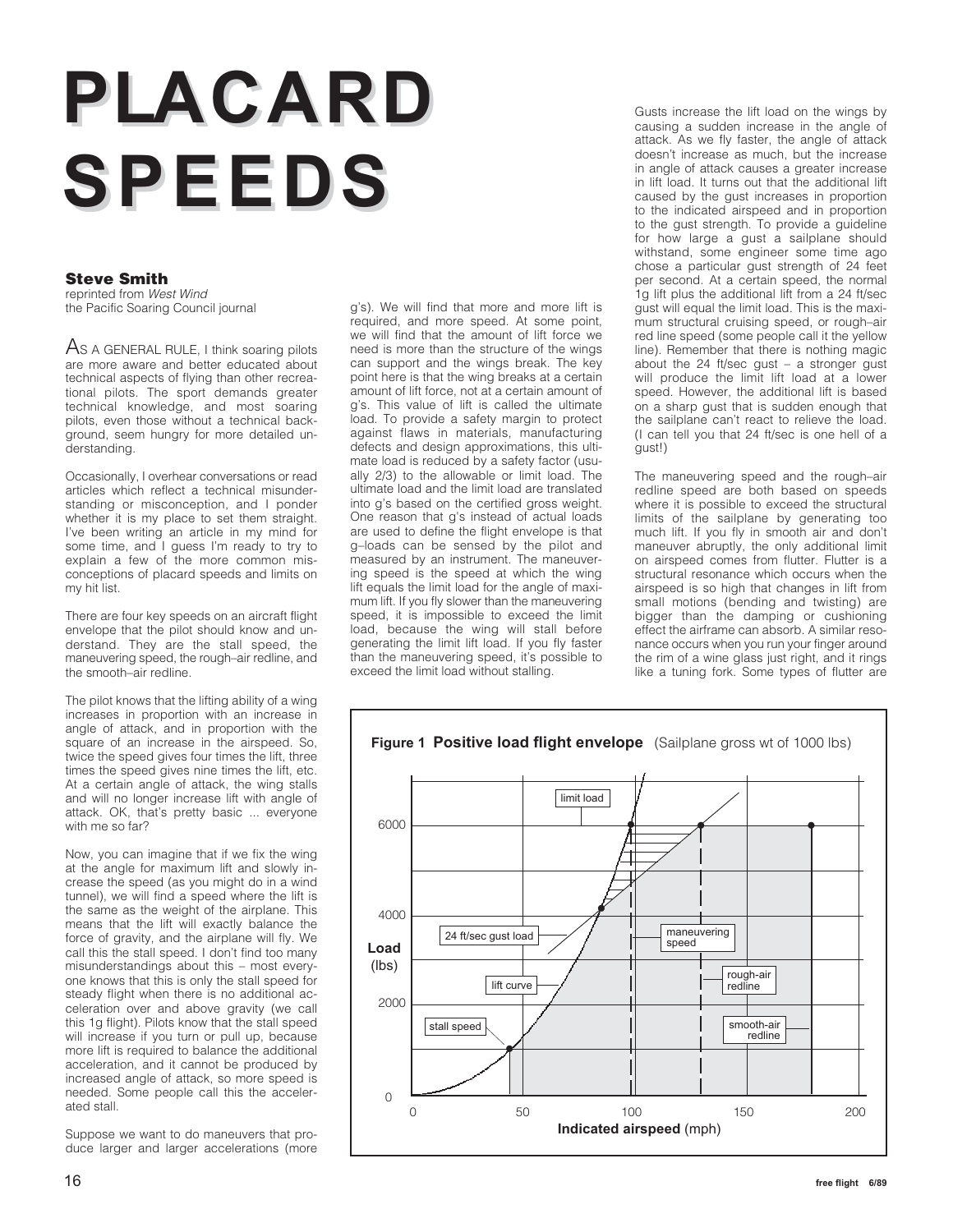# PLACARD SPEEDS

**Steve Smith**
reprinted from *West Wind*
the Pacific Soaring Council journal

AS A GENERAL RULE, I think soaring pilots are more aware and better educated about technical aspects of flying than other recreational pilots. The sport demands greater technical knowledge, and most soaring pilots, even those without a technical background, seem hungry for more detailed understanding.

Occasionally, I overhear conversations or read articles which reflect a technical misunderstanding or misconception, and I ponder whether it is my place to set them straight. I've been writing an article in my mind for some time, and I guess I'm ready to try to explain a few of the more common misconceptions of placard speeds and limits on my hit list.

There are four key speeds on an aircraft flight envelope that the pilot should know and understand. They are the stall speed, the maneuvering speed, the rough–air redline, and the smooth–air redline.

The pilot knows that the lifting ability of a wing increases in proportion with an increase in angle of attack, and in proportion with the square of an increase in the airspeed. So, twice the speed gives four times the lift, three times the speed gives nine times the lift, etc. At a certain angle of attack, the wing stalls and will no longer increase lift with angle of attack. OK, that's pretty basic ... everyone with me so far?

Now, you can imagine that if we fix the wing at the angle for maximum lift and slowly increase the speed (as you might do in a wind tunnel), we will find a speed where the lift is the same as the weight of the airplane. This means that the lift will exactly balance the force of gravity, and the airplane will fly. We call this the stall speed. I don't find too many misunderstandings about this – most everyone knows that this is only the stall speed for steady flight when there is no additional acceleration over and above gravity (we call this 1g flight). Pilots know that the stall speed will increase if you turn or pull up, because more lift is required to balance the additional acceleration, and it cannot be produced by increased angle of attack, so more speed is needed. Some people call this the accelerated stall.

Suppose we want to do maneuvers that produce larger and larger accelerations (more g's). We will find that more and more lift is required, and more speed. At some point, we will find that the amount of lift force we need is more than the structure of the wings can support and the wings break. The key point here is that the wing breaks at a certain amount of lift force, not at a certain amount of g's. This value of lift is called the ultimate load. To provide a safety margin to protect against flaws in materials, manufacturing defects and design approximations, this ultimate load is reduced by a safety factor (usually 2/3) to the allowable or limit load. The ultimate load and the limit load are translated into g's based on the certified gross weight. One reason that g's instead of actual loads are used to define the flight envelope is that g–loads can be sensed by the pilot and measured by an instrument. The maneuvering speed is the speed at which the wing lift equals the limit load for the angle of maximum lift. If you fly slower than the maneuvering speed, it is impossible to exceed the limit load, because the wing will stall before generating the limit lift load. If you fly faster than the maneuvering speed, it's possible to exceed the limit load without stalling.

Gusts increase the lift load on the wings by causing a sudden increase in the angle of attack. As we fly faster, the angle of attack doesn't increase as much, but the increase in angle of attack causes a greater increase in lift load. It turns out that the additional lift caused by the gust increases in proportion to the indicated airspeed and in proportion to the gust strength. To provide a guideline for how large a gust a sailplane should withstand, some engineer some time ago chose a particular gust strength of 24 feet per second. At a certain speed, the normal 1g lift plus the additional lift from a 24 ft/sec gust will equal the limit load. This is the maximum structural cruising speed, or rough–air red line speed (some people call it the yellow line). Remember that there is nothing magic about the 24 ft/sec gust – a stronger gust will produce the limit lift load at a lower speed. However, the additional lift is based on a sharp gust that is sudden enough that the sailplane can't react to relieve the load. (I can tell you that 24 ft/sec is one hell of a gust!)

The maneuvering speed and the rough–air redline speed are both based on speeds where it is possible to exceed the structural limits of the sailplane by generating too much lift. If you fly in smooth air and don't maneuver abruptly, the only additional limit on airspeed comes from flutter. Flutter is a structural resonance which occurs when the airspeed is so high that changes in lift from small motions (bending and twisting) are bigger than the damping or cushioning effect the airframe can absorb. A similar resonance occurs when you run your finger around the rim of a wine glass just right, and it rings like a tuning fork. Some types of flutter are

**Figure 1 Positive load flight envelope** (Sailplane gross wt of 1000 lbs)

Figure labels: limit load; 24 ft/sec gust load; lift curve; stall speed; maneuvering speed; rough-air redline; smooth-air redline. Vertical axis: **Load** (lbs), 0–6000. Horizontal axis: **Indicated airspeed** (mph), 0–200.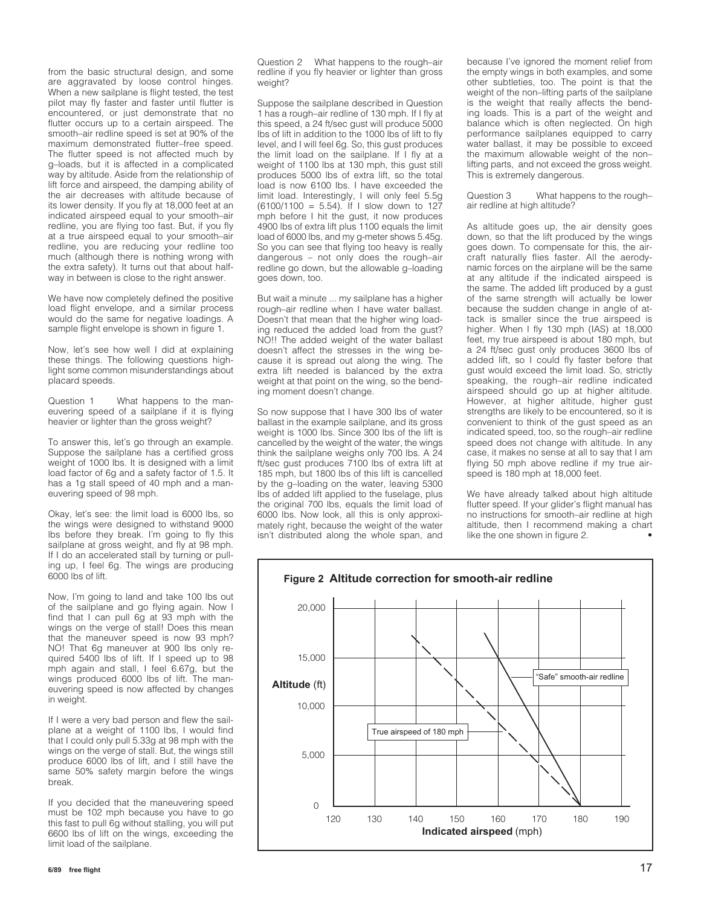from the basic structural design, and some are aggravated by loose control hinges. When a new sailplane is flight tested, the test pilot may fly faster and faster until flutter is encountered, or just demonstrate that no flutter occurs up to a certain airspeed. The smooth–air redline speed is set at 90% of the maximum demonstrated flutter–free speed. The flutter speed is not affected much by g–loads, but it is affected in a complicated way by altitude. Aside from the relationship of lift force and airspeed, the damping ability of the air decreases with altitude because of its lower density. If you fly at 18,000 feet at an indicated airspeed equal to your smooth–air redline, you are flying too fast. But, if you fly at a true airspeed equal to your smooth–air redline, you are reducing your redline too much (although there is nothing wrong with the extra safety). It turns out that about halfway in between is close to the right answer.

We have now completely defined the positive load flight envelope, and a similar process would do the same for negative loadings. A sample flight envelope is shown in figure 1.

Now, let's see how well I did at explaining these things. The following questions highlight some common misunderstandings about placard speeds.

Question 1 What happens to the maneuvering speed of a sailplane if it is flying heavier or lighter than the gross weight?

To answer this, let's go through an example. Suppose the sailplane has a certified gross weight of 1000 lbs. It is designed with a limit load factor of 6g and a safety factor of 1.5. It has a 1g stall speed of 40 mph and a maneuvering speed of 98 mph.

Okay, let's see: the limit load is 6000 lbs, so the wings were designed to withstand 9000 lbs before they break. I'm going to fly this sailplane at gross weight, and fly at 98 mph. If I do an accelerated stall by turning or pulling up, I feel 6g. The wings are producing 6000 lbs of lift.

Now, I'm going to land and take 100 lbs out of the sailplane and go flying again. Now I find that I can pull 6g at 93 mph with the wings on the verge of stall! Does this mean that the maneuver speed is now 93 mph? NO! That 6g maneuver at 900 lbs only required 5400 lbs of lift. If I speed up to 98 mph again and stall, I feel 6.67g, but the wings produced 6000 lbs of lift. The maneuvering speed is now affected by changes in weight.

If I were a very bad person and flew the sailplane at a weight of 1100 lbs, I would find that I could only pull 5.33g at 98 mph with the wings on the verge of stall. But, the wings still produce 6000 lbs of lift, and I still have the same 50% safety margin before the wings break.

If you decided that the maneuvering speed must be 102 mph because you have to go this fast to pull 6g without stalling, you will put 6600 lbs of lift on the wings, exceeding the limit load of the sailplane.

Question 2 What happens to the rough–air redline if you fly heavier or lighter than gross weight?

Suppose the sailplane described in Question 1 has a rough–air redline of 130 mph. If I fly at this speed, a 24 ft/sec gust will produce 5000 lbs of lift in addition to the 1000 lbs of lift to fly level, and I will feel 6g. So, this gust produces the limit load on the sailplane. If I fly at a weight of 1100 lbs at 130 mph, this gust still produces 5000 lbs of extra lift, so the total load is now 6100 lbs. I have exceeded the limit load. Interestingly, I will only feel 5.5g (6100/1100 = 5.54). If I slow down to 127 mph before I hit the gust, it now produces 4900 lbs of extra lift plus 1100 equals the limit load of 6000 lbs, and my g-meter shows 5.45g. So you can see that flying too heavy is really dangerous – not only does the rough–air redline go down, but the allowable g–loading goes down, too.

But wait a minute ... my sailplane has a higher rough–air redline when I have water ballast. Doesn't that mean that the higher wing loading reduced the added load from the gust? NO!! The added weight of the water ballast doesn't affect the stresses in the wing because it is spread out along the wing. The extra lift needed is balanced by the extra weight at that point on the wing, so the bending moment doesn't change.

So now suppose that I have 300 lbs of water ballast in the example sailplane, and its gross weight is 1000 lbs. Since 300 lbs of the lift is cancelled by the weight of the water, the wings think the sailplane weighs only 700 lbs. A 24 ft/sec gust produces 7100 lbs of extra lift at 185 mph, but 1800 lbs of this lift is cancelled by the g–loading on the water, leaving 5300 lbs of added lift applied to the fuselage, plus the original 700 lbs, equals the limit load of 6000 lbs. Now look, all this is only approximately right, because the weight of the water isn't distributed along the whole span, and because I've ignored the moment relief from the empty wings in both examples, and some other subtleties, too. The point is that the weight of the non–lifting parts of the sailplane is the weight that really affects the bending loads. This is a part of the weight and balance which is often neglected. On high performance sailplanes equipped to carry water ballast, it may be possible to exceed the maximum allowable weight of the non–lifting parts, and not exceed the gross weight. This is extremely dangerous.

Question 3 What happens to the rough–air redline at high altitude?

As altitude goes up, the air density goes down, so that the lift produced by the wings goes down. To compensate for this, the aircraft naturally flies faster. All the aerodynamic forces on the airplane will be the same at any altitude if the indicated airspeed is the same. The added lift produced by a gust of the same strength will actually be lower because the sudden change in angle of attack is smaller since the true airspeed is higher. When I fly 130 mph (IAS) at 18,000 feet, my true airspeed is about 180 mph, but a 24 ft/sec gust only produces 3600 lbs of added lift, so I could fly faster before that gust would exceed the limit load. So, strictly speaking, the rough–air redline indicated airspeed should go up at higher altitude. However, at higher altitude, higher gust strengths are likely to be encountered, so it is convenient to think of the gust speed as an indicated speed, too, so the rough–air redline speed does not change with altitude. In any case, it makes no sense at all to say that I am flying 50 mph above redline if my true airspeed is 180 mph at 18,000 feet.

We have already talked about high altitude flutter speed. If your glider's flight manual has no instructions for smooth–air redline at high altitude, then I recommend making a chart like the one shown in figure 2.

**Figure 2 Altitude correction for smooth-air redline**

(Chart: Altitude (ft), 0–20,000, versus Indicated airspeed (mph), 120–190. Curves: "Safe" smooth-air redline; True airspeed of 180 mph.)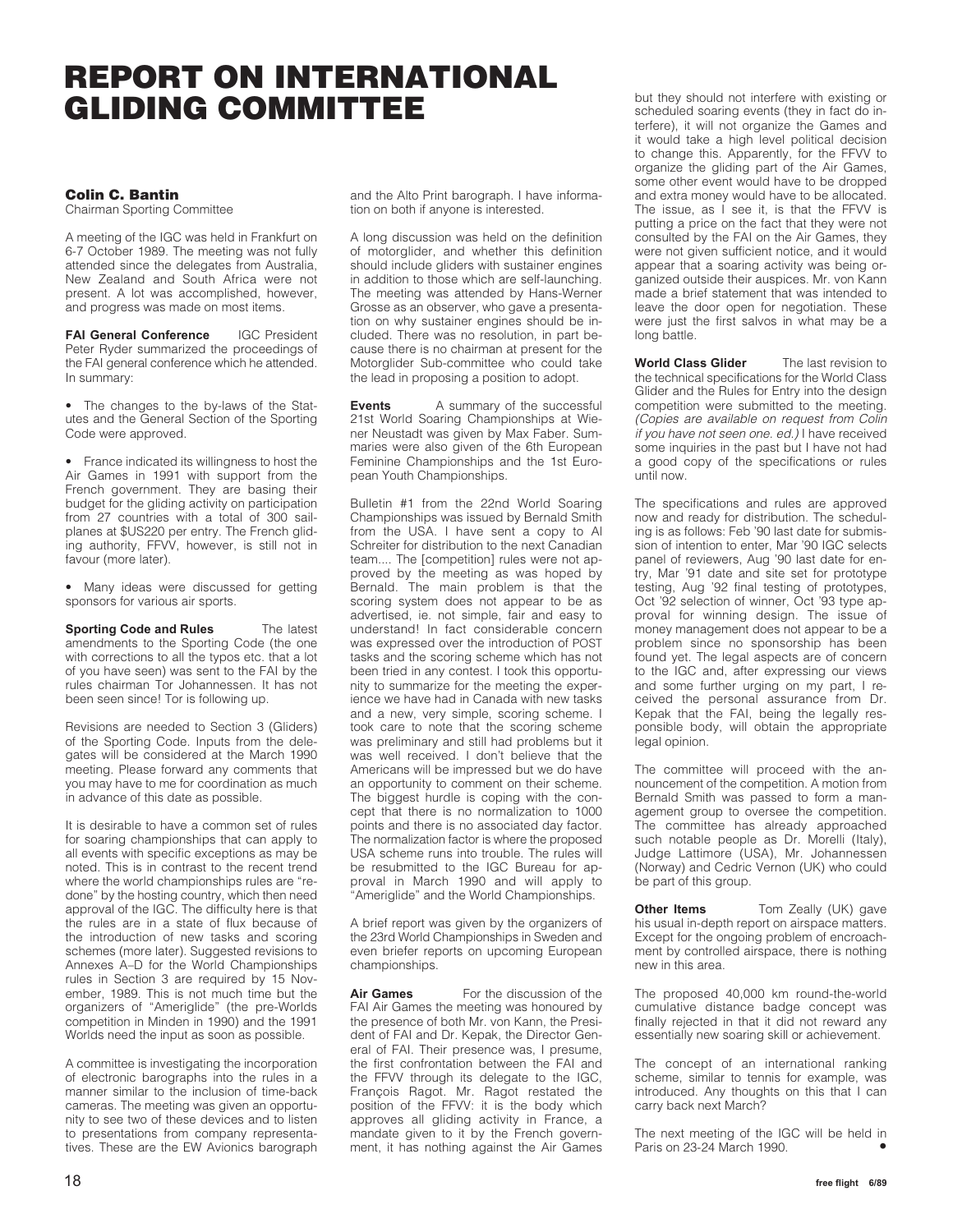# REPORT ON INTERNATIONAL GLIDING COMMITTEE

**Colin C. Bantin**
Chairman Sporting Committee

A meeting of the IGC was held in Frankfurt on 6-7 October 1989. The meeting was not fully attended since the delegates from Australia, New Zealand and South Africa were not present. A lot was accomplished, however, and progress was made on most items.

**FAI General Conference** IGC President Peter Ryder summarized the proceedings of the FAI general conference which he attended. In summary:

- The changes to the by-laws of the Statutes and the General Section of the Sporting Code were approved.
- France indicated its willingness to host the Air Games in 1991 with support from the French government. They are basing their budget for the gliding activity on participation from 27 countries with a total of 300 sailplanes at $US220 per entry. The French gliding authority, FFVV, however, is still not in favour (more later).
- Many ideas were discussed for getting sponsors for various air sports.

**Sporting Code and Rules** The latest amendments to the Sporting Code (the one with corrections to all the typos etc. that a lot of you have seen) was sent to the FAI by the rules chairman Tor Johannessen. It has not been seen since! Tor is following up.

Revisions are needed to Section 3 (Gliders) of the Sporting Code. Inputs from the delegates will be considered at the March 1990 meeting. Please forward any comments that you may have to me for coordination as much in advance of this date as possible.

It is desirable to have a common set of rules for soaring championships that can apply to all events with specific exceptions as may be noted. This is in contrast to the recent trend where the world championships rules are "redone" by the hosting country, which then need approval of the IGC. The difficulty here is that the rules are in a state of flux because of the introduction of new tasks and scoring schemes (more later). Suggested revisions to Annexes A–D for the World Championships rules in Section 3 are required by 15 November, 1989. This is not much time but the organizers of "Ameriglide" (the pre-Worlds competition in Minden in 1990) and the 1991 Worlds need the input as soon as possible.

A committee is investigating the incorporation of electronic barographs into the rules in a manner similar to the inclusion of time-back cameras. The meeting was given an opportunity to see two of these devices and to listen to presentations from company representatives. These are the EW Avionics barograph and the Alto Print barograph. I have information on both if anyone is interested.

A long discussion was held on the definition of motorglider, and whether this definition should include gliders with sustainer engines in addition to those which are self-launching. The meeting was attended by Hans-Werner Grosse as an observer, who gave a presentation on why sustainer engines should be included. There was no resolution, in part because there is no chairman at present for the Motorglider Sub-committee who could take the lead in proposing a position to adopt.

**Events** A summary of the successful 21st World Soaring Championships at Wiener Neustadt was given by Max Faber. Summaries were also given of the 6th European Feminine Championships and the 1st European Youth Championships.

Bulletin #1 from the 22nd World Soaring Championships was issued by Bernald Smith from the USA. I have sent a copy to Al Schreiter for distribution to the next Canadian team.... The [competition] rules were not approved by the meeting as was hoped by Bernald. The main problem is that the scoring system does not appear to be as advertised, ie. not simple, fair and easy to understand! In fact considerable concern was expressed over the introduction of POST tasks and the scoring scheme which has not been tried in any contest. I took this opportunity to summarize for the meeting the experience we have had in Canada with new tasks and a new, very simple, scoring scheme. I took care to note that the scoring scheme was preliminary and still had problems but it was well received. I don't believe that the Americans will be impressed but we do have an opportunity to comment on their scheme. The biggest hurdle is coping with the concept that there is no normalization to 1000 points and there is no associated day factor. The normalization factor is where the proposed USA scheme runs into trouble. The rules will be resubmitted to the IGC Bureau for approval in March 1990 and will apply to "Ameriglide" and the World Championships.

A brief report was given by the organizers of the 23rd World Championships in Sweden and even briefer reports on upcoming European championships.

**Air Games** For the discussion of the FAI Air Games the meeting was honoured by the presence of both Mr. von Kann, the President of FAI and Dr. Kepak, the Director General of FAI. Their presence was, I presume, the first confrontation between the FAI and the FFVV through its delegate to the IGC, François Ragot. Mr. Ragot restated the position of the FFVV: it is the body which approves all gliding activity in France, a mandate given to it by the French government, it has nothing against the Air Games but they should not interfere with existing or scheduled soaring events (they in fact do interfere), it will not organize the Games and it would take a high level political decision to change this. Apparently, for the FFVV to organize the gliding part of the Air Games, some other event would have to be dropped and extra money would have to be allocated. The issue, as I see it, is that the FFVV is putting a price on the fact that they were not consulted by the FAI on the Air Games, they were not given sufficient notice, and it would appear that a soaring activity was being organized outside their auspices. Mr. von Kann made a brief statement that was intended to leave the door open for negotiation. These were just the first salvos in what may be a long battle.

**World Class Glider** The last revision to the technical specifications for the World Class Glider and the Rules for Entry into the design competition were submitted to the meeting. *(Copies are available on request from Colin if you have not seen one. ed.)* I have received some inquiries in the past but I have not had a good copy of the specifications or rules until now.

The specifications and rules are approved now and ready for distribution. The scheduling is as follows: Feb '90 last date for submission of intention to enter, Mar '90 IGC selects panel of reviewers, Aug '90 last date for entry, Mar '91 date and site set for prototype testing, Aug '92 final testing of prototypes, Oct '92 selection of winner, Oct '93 type approval for winning design. The issue of money management does not appear to be a problem since no sponsorship has been found yet. The legal aspects are of concern to the IGC and, after expressing our views and some further urging on my part, I received the personal assurance from Dr. Kepak that the FAI, being the legally responsible body, will obtain the appropriate legal opinion.

The committee will proceed with the announcement of the competition. A motion from Bernald Smith was passed to form a management group to oversee the competition. The committee has already approached such notable people as Dr. Morelli (Italy), Judge Lattimore (USA), Mr. Johannessen (Norway) and Cedric Vernon (UK) who could be part of this group.

**Other Items** Tom Zeally (UK) gave his usual in-depth report on airspace matters. Except for the ongoing problem of encroachment by controlled airspace, there is nothing new in this area.

The proposed 40,000 km round-the-world cumulative distance badge concept was finally rejected in that it did not reward any essentially new soaring skill or achievement.

The concept of an international ranking scheme, similar to tennis for example, was introduced. Any thoughts on this that I can carry back next March?

The next meeting of the IGC will be held in Paris on 23-24 March 1990. •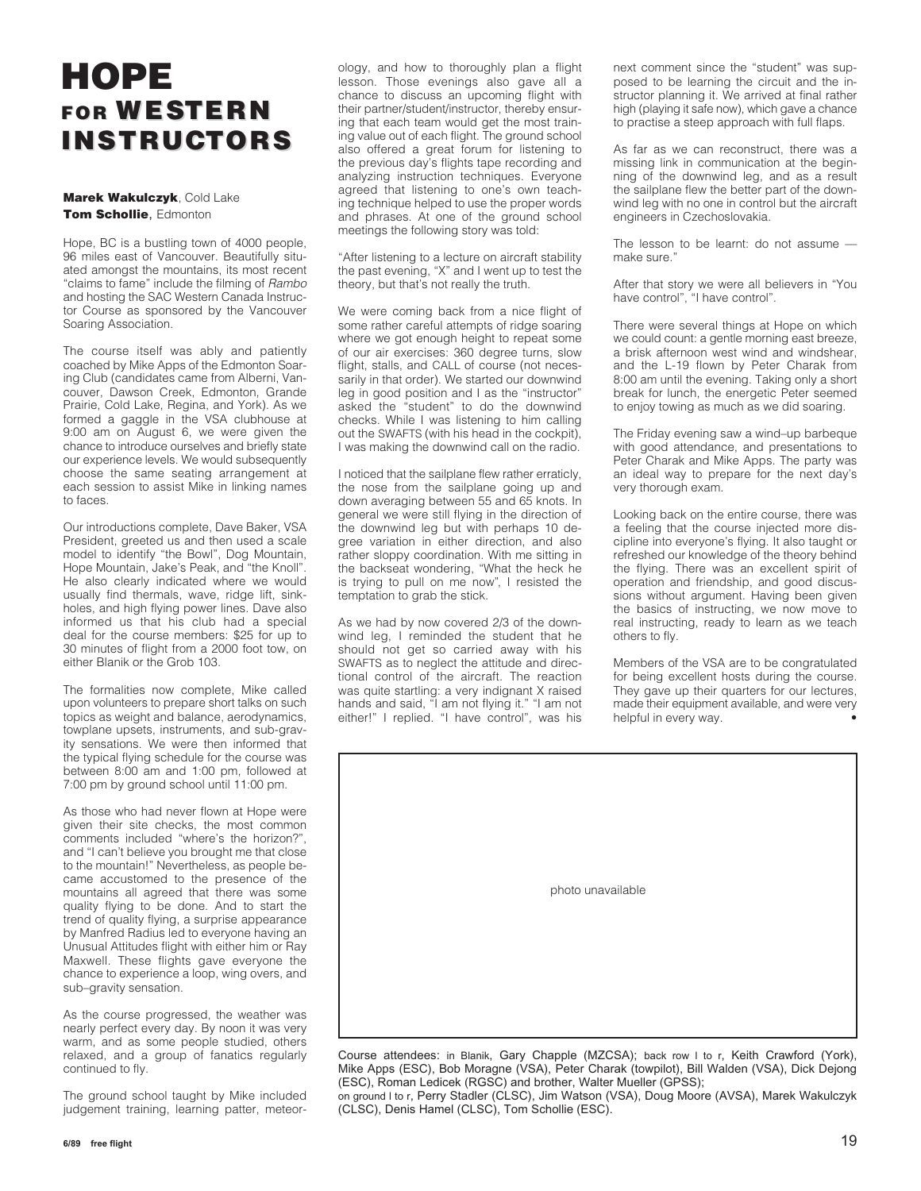# HOPE FOR WESTERN INSTRUCTORS

**Marek Wakulczyk**, Cold Lake
**Tom Schollie**, Edmonton

Hope, BC is a bustling town of 4000 people, 96 miles east of Vancouver. Beautifully situated amongst the mountains, its most recent "claims to fame" include the filming of *Rambo* and hosting the SAC Western Canada Instructor Course as sponsored by the Vancouver Soaring Association.

The course itself was ably and patiently coached by Mike Apps of the Edmonton Soaring Club (candidates came from Alberni, Vancouver, Dawson Creek, Edmonton, Grande Prairie, Cold Lake, Regina, and York). As we formed a gaggle in the VSA clubhouse at 9:00 am on August 6, we were given the chance to introduce ourselves and briefly state our experience levels. We would subsequently choose the same seating arrangement at each session to assist Mike in linking names to faces.

Our introductions complete, Dave Baker, VSA President, greeted us and then used a scale model to identify "the Bowl", Dog Mountain, Hope Mountain, Jake's Peak, and "the Knoll". He also clearly indicated where we would usually find thermals, wave, ridge lift, sinkholes, and high flying power lines. Dave also informed us that his club had a special deal for the course members: $25 for up to 30 minutes of flight from a 2000 foot tow, on either Blanik or the Grob 103.

The formalities now complete, Mike called upon volunteers to prepare short talks on such topics as weight and balance, aerodynamics, towplane upsets, instruments, and sub-gravity sensations. We were then informed that the typical flying schedule for the course was between 8:00 am and 1:00 pm, followed at 7:00 pm by ground school until 11:00 pm.

As those who had never flown at Hope were given their site checks, the most common comments included "where's the horizon?", and "I can't believe you brought me that close to the mountain!" Nevertheless, as people became accustomed to the presence of the mountains all agreed that there was some quality flying to be done. And to start the trend of quality flying, a surprise appearance by Manfred Radius led to everyone having an Unusual Attitudes flight with either him or Ray Maxwell. These flights gave everyone the chance to experience a loop, wing overs, and sub–gravity sensation.

As the course progressed, the weather was nearly perfect every day. By noon it was very warm, and as some people studied, others relaxed, and a group of fanatics regularly continued to fly.

The ground school taught by Mike included judgement training, learning patter, meteorology, and how to thoroughly plan a flight lesson. Those evenings also gave all a chance to discuss an upcoming flight with their partner/student/instructor, thereby ensuring that each team would get the most training value out of each flight. The ground school also offered a great forum for listening to the previous day's flights tape recording and analyzing instruction techniques. Everyone agreed that listening to one's own teaching technique helped to use the proper words and phrases. At one of the ground school meetings the following story was told:

"After listening to a lecture on aircraft stability the past evening, "X" and I went up to test the theory, but that's not really the truth.

We were coming back from a nice flight of some rather careful attempts of ridge soaring where we got enough height to repeat some of our air exercises: 360 degree turns, slow flight, stalls, and CALL of course (not necessarily in that order). We started our downwind leg in good position and I as the "instructor" asked the "student" to do the downwind checks. While I was listening to him calling out the SWAFTS (with his head in the cockpit), I was making the downwind call on the radio.

I noticed that the sailplane flew rather erratically, the nose from the sailplane going up and down averaging between 55 and 65 knots. In general we were still flying in the direction of the downwind leg but with perhaps 10 degree variation in either direction, and also rather sloppy coordination. With me sitting in the backseat wondering, "What the heck he is trying to pull on me now", I resisted the temptation to grab the stick.

As we had by now covered 2/3 of the downwind leg, I reminded the student that he should not get so carried away with his SWAFTS as to neglect the attitude and directional control of the aircraft. The reaction was quite startling: a very indignant X raised hands and said, "I am not flying it." "I am not either!" I replied. "I have control", was his next comment since the "student" was supposed to be learning the circuit and the instructor planning it. We arrived at final rather high (playing it safe now), which gave a chance to practise a steep approach with full flaps.

As far as we can reconstruct, there was a missing link in communication at the beginning of the downwind leg, and as a result the sailplane flew the better part of the downwind leg with no one in control but the aircraft engineers in Czechoslovakia.

The lesson to be learnt: do not assume — make sure."

After that story we were all believers in "You have control", "I have control".

There were several things at Hope on which we could count: a gentle morning east breeze, a brisk afternoon west wind and windshear, and the L-19 flown by Peter Charak from 8:00 am until the evening. Taking only a short break for lunch, the energetic Peter seemed to enjoy towing as much as we did soaring.

The Friday evening saw a wind–up barbeque with good attendance, and presentations to Peter Charak and Mike Apps. The party was an ideal way to prepare for the next day's very thorough exam.

Looking back on the entire course, there was a feeling that the course injected more discipline into everyone's flying. It also taught or refreshed our knowledge of the theory behind the flying. There was an excellent spirit of operation and friendship, and good discussions without argument. Having been given the basics of instructing, we now move to real instructing, ready to learn as we teach others to fly.

Members of the VSA are to be congratulated for being excellent hosts during the course. They gave up their quarters for our lectures, made their equipment available, and were very helpful in every way. •

photo unavailable

Course attendees: in Blanik, Gary Chapple (MZCSA); back row l to r, Keith Crawford (York), Mike Apps (ESC), Bob Moragne (VSA), Peter Charak (towpilot), Bill Walden (VSA), Dick Dejong (ESC), Roman Ledicek (RGSC) and brother, Walter Mueller (GPSS);
on ground l to r, Perry Stadler (CLSC), Jim Watson (VSA), Doug Moore (AVSA), Marek Wakulczyk (CLSC), Denis Hamel (CLSC), Tom Schollie (ESC).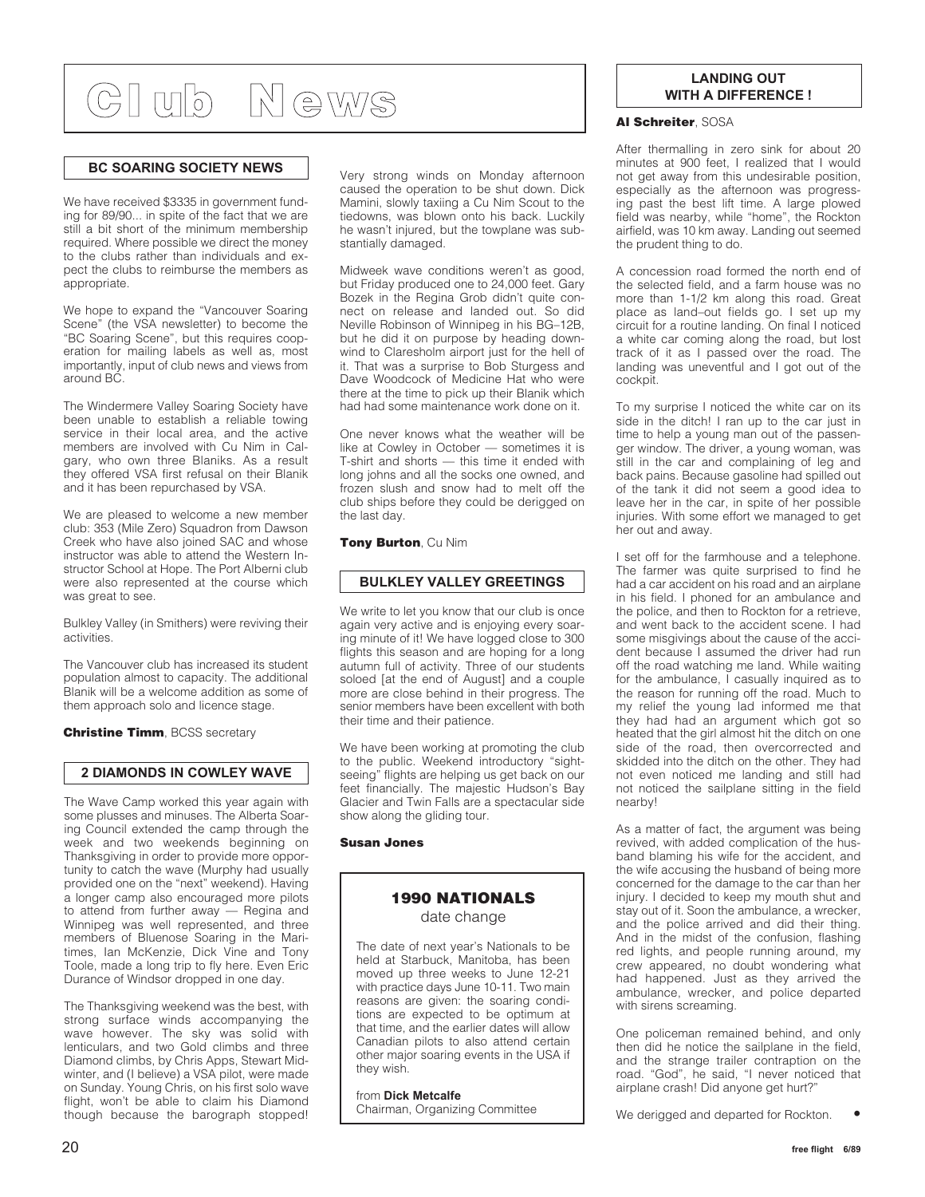# Club News

## BC SOARING SOCIETY NEWS

We have received $3335 in government funding for 89/90... in spite of the fact that we are still a bit short of the minimum membership required. Where possible we direct the money to the clubs rather than individuals and expect the clubs to reimburse the members as appropriate.

We hope to expand the "Vancouver Soaring Scene" (the VSA newsletter) to become the "BC Soaring Scene", but this requires cooperation for mailing labels as well as, most importantly, input of club news and views from around BC.

The Windermere Valley Soaring Society have been unable to establish a reliable towing service in their local area, and the active members are involved with Cu Nim in Calgary, who own three Blaniks. As a result they offered VSA first refusal on their Blanik and it has been repurchased by VSA.

We are pleased to welcome a new member club: 353 (Mile Zero) Squadron from Dawson Creek who have also joined SAC and whose instructor was able to attend the Western Instructor School at Hope. The Port Alberni club were also represented at the course which was great to see.

Bulkley Valley (in Smithers) were reviving their activities.

The Vancouver club has increased its student population almost to capacity. The additional Blanik will be a welcome addition as some of them approach solo and licence stage.

**Christine Timm**, BCSS secretary

## 2 DIAMONDS IN COWLEY WAVE

The Wave Camp worked this year again with some plusses and minuses. The Alberta Soaring Council extended the camp through the week and two weekends beginning on Thanksgiving in order to provide more opportunity to catch the wave (Murphy had usually provided one on the "next" weekend). Having a longer camp also encouraged more pilots to attend from further away — Regina and Winnipeg was well represented, and three members of Bluenose Soaring in the Maritimes, Ian McKenzie, Dick Vine and Tony Toole, made a long trip to fly here. Even Eric Durance of Windsor dropped in one day.

The Thanksgiving weekend was the best, with strong surface winds accompanying the wave however. The sky was solid with lenticulars, and two Gold climbs and three Diamond climbs, by Chris Apps, Stewart Midwinter, and (I believe) a VSA pilot, were made on Sunday. Young Chris, on his first solo wave flight, won't be able to claim his Diamond though because the barograph stopped!

Very strong winds on Monday afternoon caused the operation to be shut down. Dick Mamini, slowly taxiing a Cu Nim Scout to the tiedowns, was blown onto his back. Luckily he wasn't injured, but the towplane was substantially damaged.

Midweek wave conditions weren't as good, but Friday produced one to 24,000 feet. Gary Bozek in the Regina Grob didn't quite connect on release and landed out. So did Neville Robinson of Winnipeg in his BG–12B, but he did it on purpose by heading downwind to Claresholm airport just for the hell of it. That was a surprise to Bob Sturgess and Dave Woodcock of Medicine Hat who were there at the time to pick up their Blanik which had had some maintenance work done on it.

One never knows what the weather will be like at Cowley in October — sometimes it is T-shirt and shorts — this time it ended with long johns and all the socks one owned, and frozen slush and snow had to melt off the club ships before they could be derigged on the last day.

**Tony Burton**, Cu Nim

## BULKLEY VALLEY GREETINGS

We write to let you know that our club is once again very active and is enjoying every soaring minute of it! We have logged close to 300 flights this season and are hoping for a long autumn full of activity. Three of our students soloed [at the end of August] and a couple more are close behind in their progress. The senior members have been excellent with both their time and their patience.

We have been working at promoting the club to the public. Weekend introductory "sightseeing" flights are helping us get back on our feet financially. The majestic Hudson's Bay Glacier and Twin Falls are a spectacular side show along the gliding tour.

**Susan Jones**

## 1990 NATIONALS
date change

The date of next year's Nationals to be held at Starbuck, Manitoba, has been moved up three weeks to June 12-21 with practice days June 10-11. Two main reasons are given: the soaring conditions are expected to be optimum at that time, and the earlier dates will allow Canadian pilots to also attend certain other major soaring events in the USA if they wish.

from **Dick Metcalfe**
Chairman, Organizing Committee

## LANDING OUT WITH A DIFFERENCE !

**Al Schreiter**, SOSA

After thermalling in zero sink for about 20 minutes at 900 feet, I realized that I would not get away from this undesirable position, especially as the afternoon was progressing past the best lift time. A large plowed field was nearby, while "home", the Rockton airfield, was 10 km away. Landing out seemed the prudent thing to do.

A concession road formed the north end of the selected field, and a farm house was no more than 1-1/2 km along this road. Great place as land–out fields go. I set up my circuit for a routine landing. On final I noticed a white car coming along the road, but lost track of it as I passed over the road. The landing was uneventful and I got out of the cockpit.

To my surprise I noticed the white car on its side in the ditch! I ran up to the car just in time to help a young man out of the passenger window. The driver, a young woman, was still in the car and complaining of leg and back pains. Because gasoline had spilled out of the tank it did not seem a good idea to leave her in the car, in spite of her possible injuries. With some effort we managed to get her out and away.

I set off for the farmhouse and a telephone. The farmer was quite surprised to find he had a car accident on his road and an airplane in his field. I phoned for an ambulance and the police, and then to Rockton for a retrieve, and went back to the accident scene. I had some misgivings about the cause of the accident because I assumed the driver had run off the road watching me land. While waiting for the ambulance, I casually inquired as to the reason for running off the road. Much to my relief the young lad informed me that they had had an argument which got so heated that the girl almost hit the ditch on one side of the road, then overcorrected and skidded into the ditch on the other. They had not even noticed me landing and still had not noticed the sailplane sitting in the field nearby!

As a matter of fact, the argument was being revived, with added complication of the husband blaming his wife for the accident, and the wife accusing the husband of being more concerned for the damage to the car than her injury. I decided to keep my mouth shut and stay out of it. Soon the ambulance, a wrecker, and the police arrived and did their thing. And in the midst of the confusion, flashing red lights, and people running around, my crew appeared, no doubt wondering what had happened. Just as they arrived the ambulance, wrecker, and police departed with sirens screaming.

One policeman remained behind, and only then did he notice the sailplane in the field, and the strange trailer contraption on the road. "God", he said, "I never noticed that airplane crash! Did anyone get hurt?"

We derigged and departed for Rockton. •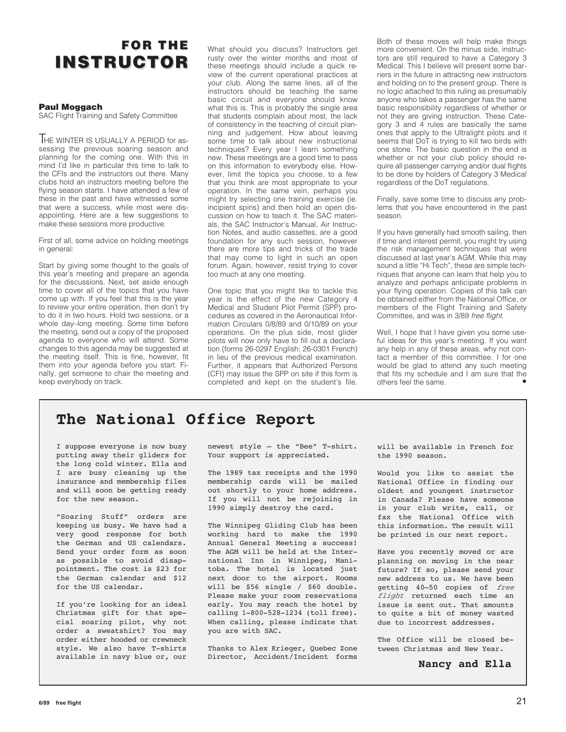# FOR THE INSTRUCTOR

**Paul Moggach**
SAC Flight Training and Safety Committee

THE WINTER IS USUALLY A PERIOD for assessing the previous soaring season and planning for the coming one. With this in mind I'd like in particular this time to talk to the CFIs and the instructors out there. Many clubs hold an instructors meeting before the flying season starts. I have attended a few of these in the past and have witnessed some that were a success, while most were disappointing. Here are a few suggestions to make these sessions more productive.

First of all, some advice on holding meetings in general:

Start by giving some thought to the goals of this year's meeting and prepare an agenda for the discussions. Next, set aside enough time to cover all of the topics that you have come up with. If you feel that this is the year to review your entire operation, then don't try to do it in two hours. Hold two sessions, or a whole day–long meeting. Some time before the meeting, send out a copy of the proposed agenda to everyone who will attend. Some changes to this agenda may be suggested at the meeting itself. This is fine, however, fit them into your agenda before you start. Finally, get someone to chair the meeting and keep everybody on track.

What should you discuss? Instructors get rusty over the winter months and most of these meetings should include a quick review of the current operational practices at your club. Along the same lines, all of the instructors should be teaching the same basic circuit and everyone should know what this is. This is probably the single area that students complain about most, the lack of consistency in the teaching of circuit planning and judgement. How about leaving some time to talk about new instructional techniques? Every year I learn something new. These meetings are a good time to pass on this information to everybody else. However, limit the topics you choose, to a few that you think are most appropriate to your operation. In the same vein, perhaps you might try selecting one training exercise (ie. incipient spins) and then hold an open discussion on how to teach it. The SAC materials, the SAC Instructor's Manual, Air Instruction Notes, and audio cassettes, are a good foundation for any such session, however there are more tips and tricks of the trade that may come to light in such an open forum. Again, however, resist trying to cover too much at any one meeting.

One topic that you might like to tackle this year is the effect of the new Category 4 Medical and Student Pilot Permit (SPP) procedures as covered in the Aeronautical Information Circulars 0/8/89 and 0/10/89 on your operations. On the plus side, most glider pilots will now only have to fill out a declaration (forms 26-0297 English; 26-0301 French) in lieu of the previous medical examination. Further, it appears that Authorized Persons (CFI) may issue the SPP on site if this form is completed and kept on the student's file. Both of these moves will help make things more convenient. On the minus side, instructors are still required to have a Category 3 Medical. This I believe will present some barriers in the future in attracting new instructors and holding on to the present group. There is no logic attached to this ruling as presumably anyone who takes a passenger has the same basic responsibility regardless of whether or not they are giving instruction. These Category 3 and 4 rules are basically the same ones that apply to the Ultralight pilots and it seems that DoT is trying to kill two birds with one stone. The basic question in the end is whether or not your club policy should require all passenger carrying and/or dual flights to be done by holders of Category 3 Medical regardless of the DoT regulations.

Finally, save some time to discuss any problems that you have encountered in the past season.

If you have generally had smooth sailing, then if time and interest permit, you might try using the risk management techniques that were discussed at last year's AGM. While this may sound a little "Hi Tech", these are simple techniques that anyone can learn that help you to analyze and perhaps anticipate problems in your flying operation. Copies of this talk can be obtained either from the National Office, or members of the Flight Training and Safety Committee, and was in 3/89 *free flight*.

Well, I hope that I have given you some useful ideas for this year's meeting. If you want any help in any of these areas, why not contact a member of this committee. I for one would be glad to attend any such meeting that fits my schedule and I am sure that the others feel the same. •

## The National Office Report

I suppose everyone is now busy putting away their gliders for the long cold winter. Ella and I are busy cleaning up the insurance and membership files and will soon be getting ready for the new season.

"Soaring Stuff" orders are keeping us busy. We have had a very good response for both the German and US calendars. Send your order form as soon as possible to avoid disappointment. The cost is $23 for the German calendar and $12 for the US calendar.

If you're looking for an ideal Christmas gift for that special soaring pilot, why not order a sweatshirt? You may order either hooded or crewneck style. We also have T-shirts available in navy blue or, our newest style – the "Bee" T-shirt. Your support is appreciated.

The 1989 tax receipts and the 1990 membership cards will be mailed out shortly to your home address. If you will not be rejoining in 1990 simply destroy the card.

The Winnipeg Gliding Club has been working hard to make the 1990 Annual General Meeting a success! The AGM will be held at the International Inn in Winnipeg, Manitoba. The hotel is located just next door to the airport. Rooms will be $56 single / $60 double. Please make your room reservations early. You may reach the hotel by calling 1-800-528-1234 (toll free). When calling, please indicate that you are with SAC.

Thanks to Alex Krieger, Quebec Zone Director, Accident/Incident forms will be available in French for the 1990 season.

Would you like to assist the National Office in finding our oldest and youngest instructor in Canada? Please have someone in your club write, call, or fax the National Office with this information. The result will be printed in our next report.

Have you recently moved or are planning on moving in the near future? If so, please send your new address to us. We have been getting 40–50 copies of *free flight* returned each time an issue is sent out. That amounts to quite a bit of money wasted due to incorrest addresses.

The Office will be closed between Christmas and New Year.

**Nancy and Ella**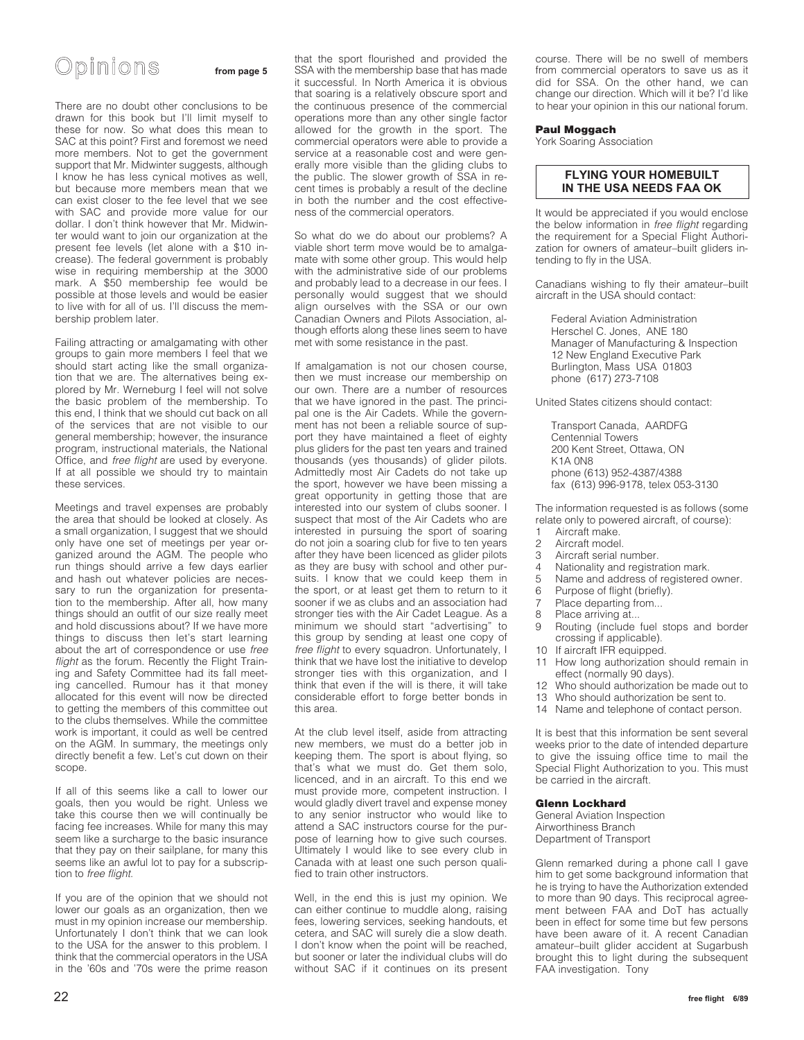# Opinions

**from page 5**

There are no doubt other conclusions to be drawn for this book but I'll limit myself to these for now. So what does this mean to SAC at this point? First and foremost we need more members. Not to get the government support that Mr. Midwinter suggests, although I know he has less cynical motives as well, but because more members mean that we can exist closer to the fee level that we see with SAC and provide more value for our dollar. I don't think however that Mr. Midwinter would want to join our organization at the present fee levels (let alone with a $10 increase). The federal government is probably wise in requiring membership at the 3000 mark. A $50 membership fee would be possible at those levels and would be easier to live with for all of us. I'll discuss the membership problem later.

Failing attracting or amalgamating with other groups to gain more members I feel that we should start acting like the small organization that we are. The alternatives being explored by Mr. Werneburg I feel will not solve the basic problem of the membership. To this end, I think that we should cut back on all of the services that are not visible to our general membership; however, the insurance program, instructional materials, the National Office, and *free flight* are used by everyone. If at all possible we should try to maintain these services.

Meetings and travel expenses are probably the area that should be looked at closely. As a small organization, I suggest that we should only have one set of meetings per year organized around the AGM. The people who run things should arrive a few days earlier and hash out whatever policies are necessary to run the organization for presentation to the membership. After all, how many things should an outfit of our size really meet and hold discussions about? If we have more things to discuss then let's start learning about the art of correspondence or use *free flight* as the forum. Recently the Flight Training and Safety Committee had its fall meeting cancelled. Rumour has it that money allocated for this event will now be directed to getting the members of this committee out to the clubs themselves. While the committee work is important, it could as well be centred on the AGM. In summary, the meetings only directly benefit a few. Let's cut down on their scope.

If all of this seems like a call to lower our goals, then you would be right. Unless we take this course then we will continually be facing fee increases. While for many this may seem like a surcharge to the basic insurance that they pay on their sailplane, for many this seems like an awful lot to pay for a subscription to *free flight*.

If you are of the opinion that we should not lower our goals as an organization, then we must in my opinion increase our membership. Unfortunately I don't think that we can look to the USA for the answer to this problem. I think that the commercial operators in the USA in the '60s and '70s were the prime reason that the sport flourished and provided the SSA with the membership base that has made it successful. In North America it is obvious that soaring is a relatively obscure sport and the continuous presence of the commercial operations more than any other single factor allowed for the growth in the sport. The commercial operators were able to provide a service at a reasonable cost and were generally more visible than the gliding clubs to the public. The slower growth of SSA in recent times is probably a result of the decline in both the number and the cost effectiveness of the commercial operators.

So what do we do about our problems? A viable short term move would be to amalgamate with some other group. This would help with the administrative side of our problems and probably lead to a decrease in our fees. I personally would suggest that we should align ourselves with the SSA or our own Canadian Owners and Pilots Association, although efforts along these lines seem to have met with some resistance in the past.

If amalgamation is not our chosen course, then we must increase our membership on our own. There are a number of resources that we have ignored in the past. The principal one is the Air Cadets. While the government has not been a reliable source of support they have maintained a fleet of eighty plus gliders for the past ten years and trained thousands (yes thousands) of glider pilots. Admittedly most Air Cadets do not take up the sport, however we have been missing a great opportunity in getting those that are interested into our system of clubs sooner. I suspect that most of the Air Cadets who are interested in pursuing the sport of soaring do not join a soaring club for five to ten years after they have been licenced as glider pilots as they are busy with school and other pursuits. I know that we could keep them in the sport, or at least get them to return to it sooner if we as clubs and an association had stronger ties with the Air Cadet League. As a minimum we should start "advertising" to this group by sending at least one copy of *free flight* to every squadron. Unfortunately, I think that we have lost the initiative to develop stronger ties with this organization, and I think that even if the will is there, it will take considerable effort to forge better bonds in this area.

At the club level itself, aside from attracting new members, we must do a better job in keeping them. The sport is about flying, so that's what we must do. Get them solo, licenced, and in an aircraft. To this end we must provide more, competent instruction. I would gladly divert travel and expense money to any senior instructor who would like to attend a SAC instructors course for the purpose of learning how to give such courses. Ultimately I would like to see every club in Canada with at least one such person qualified to train other instructors.

Well, in the end this is just my opinion. We can either continue to muddle along, raising fees, lowering services, seeking handouts, et cetera, and SAC will surely die a slow death. I don't know when the point will be reached, but sooner or later the individual clubs will do without SAC if it continues on its present course. There will be no swell of members from commercial operators to save us as it did for SSA. On the other hand, we can change our direction. Which will it be? I'd like to hear your opinion in this our national forum.

**Paul Moggach**
York Soaring Association

## FLYING YOUR HOMEBUILT IN THE USA NEEDS FAA OK

It would be appreciated if you would enclose the below information in *free flight* regarding the requirement for a Special Flight Authorization for owners of amateur–built gliders intending to fly in the USA.

Canadians wishing to fly their amateur–built aircraft in the USA should contact:

Federal Aviation Administration
Herschel C. Jones, ANE 180
Manager of Manufacturing & Inspection
12 New England Executive Park
Burlington, Mass USA 01803
phone (617) 273-7108

United States citizens should contact:

Transport Canada, AARDFG
Centennial Towers
200 Kent Street, Ottawa, ON
K1A 0N8
phone (613) 952-4387/4388
fax (613) 996-9178, telex 053-3130

The information requested is as follows (some relate only to powered aircraft, of course):

1. Aircraft make.
2. Aircraft model.
3. Aircraft serial number.
4. Nationality and registration mark.
5. Name and address of registered owner.
6. Purpose of flight (briefly).
7. Place departing from...
8. Place arriving at...
9. Routing (include fuel stops and border crossing if applicable).
10. If aircraft IFR equipped.
11. How long authorization should remain in effect (normally 90 days).
12. Who should authorization be made out to
13. Who should authorization be sent to.
14. Name and telephone of contact person.

It is best that this information be sent several weeks prior to the date of intended departure to give the issuing office time to mail the Special Flight Authorization to you. This must be carried in the aircraft.

**Glenn Lockhard**
General Aviation Inspection
Airworthiness Branch
Department of Transport

Glenn remarked during a phone call I gave him to get some background information that he is trying to have the Authorization extended to more than 90 days. This reciprocal agreement between FAA and DoT has actually been in effect for some time but few persons have been aware of it. A recent Canadian amateur–built glider accident at Sugarbush brought this to light during the subsequent FAA investigation. Tony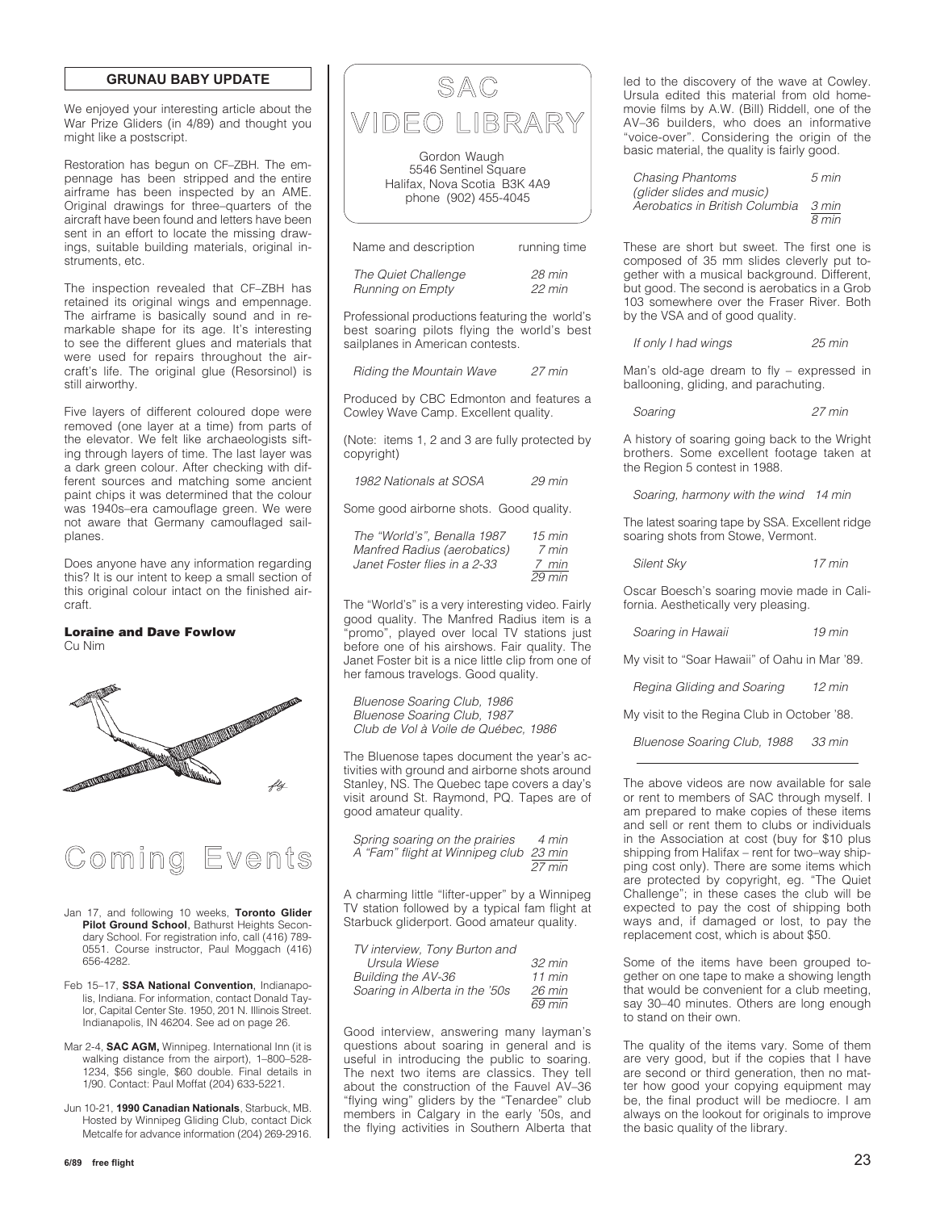## GRUNAU BABY UPDATE

We enjoyed your interesting article about the War Prize Gliders (in 4/89) and thought you might like a postscript.

Restoration has begun on CF–ZBH. The empennage has been stripped and the entire airframe has been inspected by an AME. Original drawings for three–quarters of the aircraft have been found and letters have been sent in an effort to locate the missing drawings, suitable building materials, original instruments, etc.

The inspection revealed that CF–ZBH has retained its original wings and empennage. The airframe is basically sound and in remarkable shape for its age. It's interesting to see the different glues and materials that were used for repairs throughout the aircraft's life. The original glue (Resorsinol) is still airworthy.

Five layers of different coloured dope were removed (one layer at a time) from parts of the elevator. We felt like archaeologists sifting through layers of time. The last layer was a dark green colour. After checking with different sources and matching some ancient paint chips it was determined that the colour was 1940s–era camouflage green. We were not aware that Germany camouflaged sailplanes.

Does anyone have any information regarding this? It is our intent to keep a small section of this original colour intact on the finished aircraft.

**Loraine and Dave Fowlow**
Cu Nim

# Coming Events

- Jan 17, and following 10 weeks, **Toronto Glider Pilot Ground School**, Bathurst Heights Secondary School. For registration info, call (416) 789-0551. Course instructor, Paul Moggach (416) 656-4282.
- Feb 15–17, **SSA National Convention**, Indianapolis, Indiana. For information, contact Donald Taylor, Capital Center Ste. 1950, 201 N. Illinois Street. Indianapolis, IN 46204. See ad on page 26.
- Mar 2-4, **SAC AGM,** Winnipeg. International Inn (it is walking distance from the airport), 1–800–528-1234, $56 single, $60 double. Final details in 1/90. Contact: Paul Moffat (204) 633-5221.
- Jun 10-21, **1990 Canadian Nationals**, Starbuck, MB. Hosted by Winnipeg Gliding Club, contact Dick Metcalfe for advance information (204) 269-2916.

# SAC VIDEO LIBRARY

Gordon Waugh
5546 Sentinel Square
Halifax, Nova Scotia B3K 4A9
phone (902) 455-4045

| Name and description | running time |
|---|---|
| *The Quiet Challenge* | *28 min* |
| *Running on Empty* | *22 min* |

Professional productions featuring the world's best soaring pilots flying the world's best sailplanes in American contests.

*Riding the Mountain Wave* — *27 min*

Produced by CBC Edmonton and features a Cowley Wave Camp. Excellent quality.

(Note: items 1, 2 and 3 are fully protected by copyright)

*1982 Nationals at SOSA* — *29 min*

Some good airborne shots. Good quality.

| | |
|---|---|
| *The "World's", Benalla 1987* | *15 min* |
| *Manfred Radius (aerobatics)* | *7 min* |
| *Janet Foster flies in a 2-33* | *7 min* |
| | *29 min* |

The "World's" is a very interesting video. Fairly good quality. The Manfred Radius item is a "promo", played over local TV stations just before one of his airshows. Fair quality. The Janet Foster bit is a nice little clip from one of her famous travelogs. Good quality.

*Bluenose Soaring Club, 1986*
*Bluenose Soaring Club, 1987*
*Club de Vol à Voile de Québec, 1986*

The Bluenose tapes document the year's activities with ground and airborne shots around Stanley, NS. The Quebec tape covers a day's visit around St. Raymond, PQ. Tapes are of good amateur quality.

| | |
|---|---|
| *Spring soaring on the prairies* | *4 min* |
| *A "Fam" flight at Winnipeg club* | *23 min* |
| | *27 min* |

A charming little "lifter-upper" by a Winnipeg TV station followed by a typical fam flight at Starbuck gliderport. Good amateur quality.

| | |
|---|---|
| *TV interview, Tony Burton and Ursula Wiese* | *32 min* |
| *Building the AV-36* | *11 min* |
| *Soaring in Alberta in the '50s* | *26 min* |
| | *69 min* |

Good interview, answering many layman's questions about soaring in general and is useful in introducing the public to soaring. The next two items are classics. They tell about the construction of the Fauvel AV–36 "flying wing" gliders by the "Tenardee" club members in Calgary in the early '50s, and the flying activities in Southern Alberta that led to the discovery of the wave at Cowley. Ursula edited this material from old home-movie films by A.W. (Bill) Riddell, one of the AV–36 builders, who does an informative "voice-over". Considering the origin of the basic material, the quality is fairly good.

| | |
|---|---|
| *Chasing Phantoms (glider slides and music)* | *5 min* |
| *Aerobatics in British Columbia* | *3 min* |
| | *8 min* |

These are short but sweet. The first one is composed of 35 mm slides cleverly put together with a musical background. Different, but good. The second is aerobatics in a Grob 103 somewhere over the Fraser River. Both by the VSA and of good quality.

*If only I had wings* — *25 min*

Man's old-age dream to fly – expressed in ballooning, gliding, and parachuting.

*Soaring* — *27 min*

A history of soaring going back to the Wright brothers. Some excellent footage taken at the Region 5 contest in 1988.

*Soaring, harmony with the wind* — *14 min*

The latest soaring tape by SSA. Excellent ridge soaring shots from Stowe, Vermont.

*Silent Sky* — *17 min*

Oscar Boesch's soaring movie made in California. Aesthetically very pleasing.

*Soaring in Hawaii* — *19 min*

My visit to "Soar Hawaii" of Oahu in Mar '89.

*Regina Gliding and Soaring* — *12 min*

My visit to the Regina Club in October '88.

*Bluenose Soaring Club, 1988* — *33 min*

---

The above videos are now available for sale or rent to members of SAC through myself. I am prepared to make copies of these items and sell or rent them to clubs or individuals in the Association at cost (buy for $10 plus shipping from Halifax – rent for two–way shipping cost only). There are some items which are protected by copyright, eg. "The Quiet Challenge"; in these cases the club will be expected to pay the cost of shipping both ways and, if damaged or lost, to pay the replacement cost, which is about $50.

Some of the items have been grouped together on one tape to make a showing length that would be convenient for a club meeting, say 30–40 minutes. Others are long enough to stand on their own.

The quality of the items vary. Some of them are very good, but if the copies that I have are second or third generation, then no matter how good your copying equipment may be, the final product will be mediocre. I am always on the lookout for originals to improve the basic quality of the library.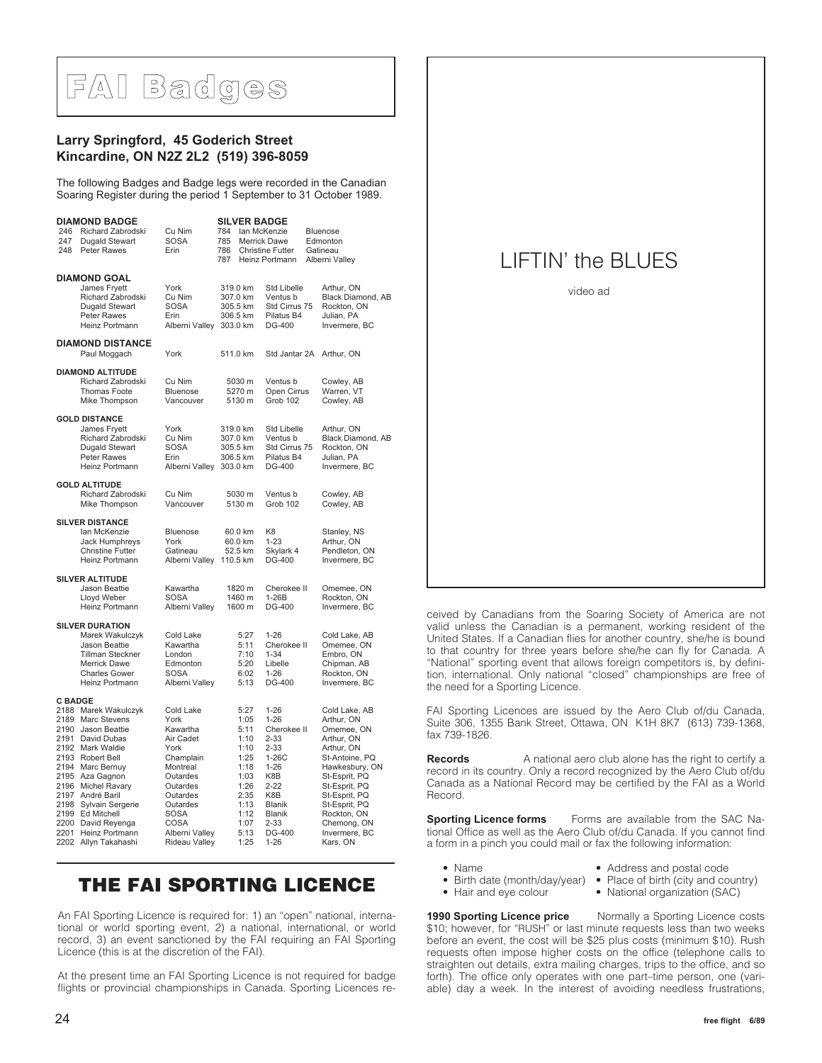# FAI Badges

**Larry Springford, 45 Goderich Street Kincardine, ON N2Z 2L2 (519) 396-8059**

The following Badges and Badge legs were recorded in the Canadian Soaring Register during the period 1 September to 31 October 1989.

**DIAMOND BADGE**

| No. | Name | Club |
|---|---|---|
| 246 | Richard Zabrodski | Cu Nim |
| 247 | Dugald Stewart | SOSA |
| 248 | Peter Rawes | Erin |

**SILVER BADGE**

| No. | Name | Club |
|---|---|---|
| 784 | Ian McKenzie | Bluenose |
| 785 | Merrick Dawe | Edmonton |
| 786 | Christine Futter | Gatineau |
| 787 | Heinz Portmann | Alberni Valley |

**DIAMOND GOAL**

| Name | Club | Distance | Glider | Location |
|---|---|---|---|---|
| James Fryett | York | 319.0 km | Std Libelle | Arthur, ON |
| Richard Zabrodski | Cu Nim | 307.0 km | Ventus b | Black Diamond, AB |
| Dugald Stewart | SOSA | 305.5 km | Std Cirrus 75 | Rockton, ON |
| Peter Rawes | Erin | 306.5 km | Pilatus B4 | Julian, PA |
| Heinz Portmann | Alberni Valley | 303.0 km | DG-400 | Invermere, BC |

**DIAMOND DISTANCE**

| Name | Club | Distance | Glider | Location |
|---|---|---|---|---|
| Paul Moggach | York | 511.0 km | Std Jantar 2A | Arthur, ON |

**DIAMOND ALTITUDE**

| Name | Club | Altitude | Glider | Location |
|---|---|---|---|---|
| Richard Zabrodski | Cu Nim | 5030 m | Ventus b | Cowley, AB |
| Thomas Foote | Bluenose | 5270 m | Open Cirrus | Warren, VT |
| Mike Thompson | Vancouver | 5130 m | Grob 102 | Cowley, AB |

**GOLD DISTANCE**

| Name | Club | Distance | Glider | Location |
|---|---|---|---|---|
| James Fryett | York | 319.0 km | Std Libelle | Arthur, ON |
| Richard Zabrodski | Cu Nim | 307.0 km | Ventus b | Black Diamond, AB |
| Dugald Stewart | SOSA | 305.5 km | Std Cirrus 75 | Rockton, ON |
| Peter Rawes | Erin | 306.5 km | Pilatus B4 | Julian, PA |
| Heinz Portmann | Alberni Valley | 303.0 km | DG-400 | Invermere, BC |

**GOLD ALTITUDE**

| Name | Club | Altitude | Glider | Location |
|---|---|---|---|---|
| Richard Zabrodski | Cu Nim | 5030 m | Ventus b | Cowley, AB |
| Mike Thompson | Vancouver | 5130 m | Grob 102 | Cowley, AB |

**SILVER DISTANCE**

| Name | Club | Distance | Glider | Location |
|---|---|---|---|---|
| Ian McKenzie | Bluenose | 60.0 km | K8 | Stanley, NS |
| Jack Humphreys | York | 60.0 km | 1-23 | Arthur, ON |
| Christine Futter | Gatineau | 52.5 km | Skylark 4 | Pendleton, ON |
| Heinz Portmann | Alberni Valley | 110.5 km | DG-400 | Invermere, BC |

**SILVER ALTITUDE**

| Name | Club | Altitude | Glider | Location |
|---|---|---|---|---|
| Jason Beattie | Kawartha | 1820 m | Cherokee II | Omemee, ON |
| Lloyd Weber | SOSA | 1460 m | 1-26B | Rockton, ON |
| Heinz Portmann | Alberni Valley | 1600 m | DG-400 | Invermere, BC |

**SILVER DURATION**

| Name | Club | Duration | Glider | Location |
|---|---|---|---|---|
| Marek Wakulczyk | Cold Lake | 5:27 | 1-26 | Cold Lake, AB |
| Jason Beattie | Kawartha | 5:11 | Cherokee II | Omemee, ON |
| Tillman Steckner | London | 7:10 | 1-34 | Embro, ON |
| Merrick Dawe | Edmonton | 5:20 | Libelle | Chipman, AB |
| Charles Gower | SOSA | 6:02 | 1-26 | Rockton, ON |
| Heinz Portmann | Alberni Valley | 5:13 | DG-400 | Invermere, BC |

**C BADGE**

| No. | Name | Club | Duration | Glider | Location |
|---|---|---|---|---|---|
| 2188 | Marek Wakulczyk | Cold Lake | 5:27 | 1-26 | Cold Lake, AB |
| 2189 | Marc Stevens | York | 1:05 | 1-26 | Arthur, ON |
| 2190 | Jason Beattie | Kawartha | 5:11 | Cherokee II | Omemee, ON |
| 2191 | David Dubas | Air Cadet | 1:10 | 2-33 | Arthur, ON |
| 2192 | Mark Waldie | York | 1:10 | 2-33 | Arthur, ON |
| 2193 | Robert Bell | Champlain | 1:25 | 1-26C | St-Antoine, PQ |
| 2194 | Marc Bernuy | Montreal | 1:18 | 1-26 | Hawkesbury, ON |
| 2195 | Aza Gagnon | Outardes | 1:03 | K8B | St-Esprit, PQ |
| 2196 | Michel Ravary | Outardes | 1:26 | 2-22 | St-Esprit, PQ |
| 2197 | André Baril | Outardes | 2:35 | K8B | St-Esprit, PQ |
| 2198 | Sylvain Sergerie | Outardes | 1:13 | Blanik | St-Esprit, PQ |
| 2199 | Ed Mitchell | SOSA | 1:12 | Blanik | Rockton, ON |
| 2200 | David Reyenga | COSA | 1:07 | 2-33 | Chemong, ON |
| 2201 | Heinz Portmann | Alberni Valley | 5:13 | DG-400 | Invermere, BC |
| 2202 | Allyn Takahashi | Rideau Valley | 1:25 | 1-26 | Kars, ON |

# THE FAI SPORTING LICENCE

An FAI Sporting Licence is required for: 1) an "open" national, international or world sporting event, 2) a national, international, or world record, 3) an event sanctioned by the FAI requiring an FAI Sporting Licence (this is at the discretion of the FAI).

At the present time an FAI Sporting Licence is not required for badge flights or provincial championships in Canada. Sporting Licences received by Canadians from the Soaring Society of America are not valid unless the Canadian is a permanent, working resident of the United States. If a Canadian flies for another country, she/he is bound to that country for three years before she/he can fly for Canada. A "National" sporting event that allows foreign competitors is, by definition, international. Only national "closed" championships are free of the need for a Sporting Licence.

FAI Sporting Licences are issued by the Aero Club of/du Canada, Suite 306, 1355 Bank Street, Ottawa, ON K1H 8K7 (613) 739-1368, fax 739-1826.

**Records** A national aero club alone has the right to certify a record in its country. Only a record recognized by the Aero Club of/du Canada as a National Record may be certified by the FAI as a World Record.

**Sporting Licence forms** Forms are available from the SAC National Office as well as the Aero Club of/du Canada. If you cannot find a form in a pinch you could mail or fax the following information:

- Name
- Birth date (month/day/year)
- Hair and eye colour
- Address and postal code
- Place of birth (city and country)
- National organization (SAC)

**1990 Sporting Licence price** Normally a Sporting Licence costs $10; however, for "RUSH" or last minute requests less than two weeks before an event, the cost will be $25 plus costs (minimum $10). Rush requests often impose higher costs on the office (telephone calls to straighten out details, extra mailing charges, trips to the office, and so forth). The office only operates with one part–time person, one (variable) day a week. In the interest of avoiding needless frustrations,

LIFTIN' the BLUES

video ad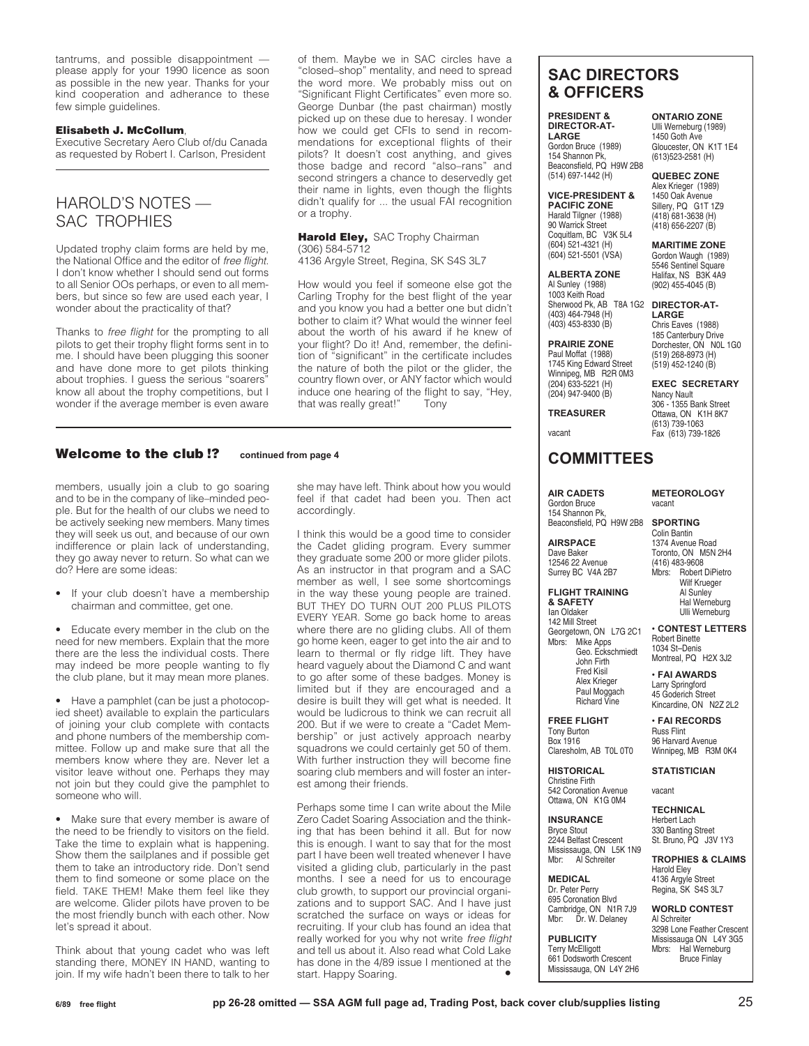tantrums, and possible disappointment — please apply for your 1990 licence as soon as possible in the new year. Thanks for your kind cooperation and adherance to these few simple guidelines.

**Elisabeth J. McCollum**,
Executive Secretary Aero Club of/du Canada
as requested by Robert I. Carlson, President

## HAROLD'S NOTES — SAC TROPHIES

Updated trophy claim forms are held by me, the National Office and the editor of *free flight*. I don't know whether I should send out forms to all Senior OOs perhaps, or even to all members, but since so few are used each year, I wonder about the practicality of that?

Thanks to *free flight* for the prompting to all pilots to get their trophy flight forms sent in to me. I should have been plugging this sooner and have done more to get pilots thinking about trophies. I guess the serious "soarers" know all about the trophy competitions, but I wonder if the average member is even aware of them. Maybe we in SAC circles have a "closed–shop" mentality, and need to spread the word more. We probably miss out on "Significant Flight Certificates" even more so. George Dunbar (the past chairman) mostly picked up on these due to heresay. I wonder how we could get CFIs to send in recommendations for exceptional flights of their pilots? It doesn't cost anything, and gives those badge and record "also–rans" and second stringers a chance to deservedly get their name in lights, even though the flights didn't qualify for ... the usual FAI recognition or a trophy.

**Harold Eley,** SAC Trophy Chairman
(306) 584-5712
4136 Argyle Street, Regina, SK S4S 3L7

How would you feel if someone else got the Carling Trophy for the best flight of the year and you know you had a better one but didn't bother to claim it? What would the winner feel about the worth of his award if he knew of your flight? Do it! And, remember, the definition of "significant" in the certificate includes the nature of both the pilot or the glider, the country flown over, or ANY factor which would induce one hearing of the flight to say, "Hey, that was really great!" Tony

### Welcome to the club !? continued from page 4

members, usually join a club to go soaring and to be in the company of like–minded people. But for the health of our clubs we need to be actively seeking new members. Many times they will seek us out, and because of our own indifference or plain lack of understanding, they go away never to return. So what can we do? Here are some ideas:

- If your club doesn't have a membership chairman and committee, get one.
- Educate every member in the club on the need for new members. Explain that the more there are the less the individual costs. There may indeed be more people wanting to fly the club plane, but it may mean more planes.
- Have a pamphlet (can be just a photocopied sheet) available to explain the particulars of joining your club complete with contacts and phone numbers of the membership committee. Follow up and make sure that all the members know where they are. Never let a visitor leave without one. Perhaps they may not join but they could give the pamphlet to someone who will.
- Make sure that every member is aware of the need to be friendly to visitors on the field. Take the time to explain what is happening. Show them the sailplanes and if possible get them to take an introductory ride. Don't send them to find someone or some place on the field. TAKE THEM! Make them feel like they are welcome. Glider pilots have proven to be the most friendly bunch with each other. Now let's spread it about.

Think about that young cadet who was left standing there, MONEY IN HAND, wanting to join. If my wife hadn't been there to talk to her she may have left. Think about how you would feel if that cadet had been you. Then act accordingly.

I think this would be a good time to consider the Cadet gliding program. Every summer they graduate some 200 or more glider pilots. As an instructor in that program and a SAC member as well, I see some shortcomings in the way these young people are trained. BUT THEY DO TURN OUT 200 PLUS PILOTS EVERY YEAR. Some go back home to areas where there are no gliding clubs. All of them go home keen, eager to get into the air and to learn to thermal or fly ridge lift. They have heard vaguely about the Diamond C and want to go after some of these badges. Money is limited but if they are encouraged and a desire is built they will get what is needed. It would be ludicrous to think we can recruit all 200. But if we were to create a "Cadet Membership" or just actively approach nearby squadrons we could certainly get 50 of them. With further instruction they will become fine soaring club members and will foster an interest among their friends.

Perhaps some time I can write about the Mile Zero Cadet Soaring Association and the thinking that has been behind it all. But for now this is enough. I want to say that for the most part I have been well treated whenever I have visited a gliding club, particularly in the past months. I see a need for us to encourage club growth, to support our provincial organizations and to support SAC. And I have just scratched the surface on ways or ideas for recruiting. If your club has found an idea that really worked for you why not write *free flight* and tell us about it. Also read what Cold Lake has done in the 4/89 issue I mentioned at the start. Happy Soaring. •

## SAC DIRECTORS & OFFICERS

**PRESIDENT & DIRECTOR-AT-LARGE**
Gordon Bruce (1989)
154 Shannon Pk,
Beaconsfield, PQ H9W 2B8
(514) 697-1442 (H)

**VICE-PRESIDENT & PACIFIC ZONE**
Harald Tilgner (1988)
90 Warrick Street
Coquitlam, BC V3K 5L4
(604) 521-4321 (H)
(604) 521-5501 (VSA)

**ALBERTA ZONE**
Al Sunley (1988)
1003 Keith Road
Sherwood Pk, AB T8A 1G2
(403) 464-7948 (H)
(403) 453-8330 (B)

**PRAIRIE ZONE**
Paul Moffat (1988)
1745 King Edward Street
Winnipeg, MB R2R 0M3
(204) 633-5221 (H)
(204) 947-9400 (B)

**TREASURER**
vacant

**ONTARIO ZONE**
Ulli Werneburg (1989)
1450 Goth Ave
Gloucester, ON K1T 1E4
(613)523-2581 (H)

**QUEBEC ZONE**
Alex Krieger (1989)
1450 Oak Avenue
Sillery, PQ G1T 1Z9
(418) 681-3638 (H)
(418) 656-2207 (B)

**MARITIME ZONE**
Gordon Waugh (1989)
5546 Sentinel Square
Halifax, NS B3K 4A9
(902) 455-4045 (B)

**DIRECTOR-AT-LARGE**
Chris Eaves (1988)
185 Canterbury Drive
Dorchester, ON N0L 1G0
(519) 268-8973 (H)
(519) 452-1240 (B)

**EXEC SECRETARY**
Nancy Nault
306 - 1355 Bank Street
Ottawa, ON K1H 8K7
(613) 739-1063
Fax (613) 739-1826

## COMMITTEES

**AIR CADETS**
Gordon Bruce
154 Shannon Pk,
Beaconsfield, PQ H9W 2B8

**AIRSPACE**
Dave Baker
12546 22 Avenue
Surrey BC V4A 2B7

**FLIGHT TRAINING & SAFETY**
Ian Oldaker
142 Mill Street
Georgetown, ON L7G 2C1
Mbrs: Mike Apps
Geo. Eckschmiedt
John Firth
Fred Kisil
Alex Krieger
Paul Moggach
Richard Vine

**FREE FLIGHT**
Tony Burton
Box 1916
Claresholm, AB T0L 0T0

**HISTORICAL**
Christine Firth
542 Coronation Avenue
Ottawa, ON K1G 0M4

**INSURANCE**
Bryce Stout
2244 Belfast Crescent
Mississauga, ON L5K 1N9
Mbr: Al Schreiter

**MEDICAL**
Dr. Peter Perry
695 Coronation Blvd
Cambridge, ON N1R 7J9
Mbr: Dr. W. Delaney

**PUBLICITY**
Terry McElligott
661 Dodsworth Crescent
Mississauga, ON L4Y 2H6

**METEOROLOGY**
vacant

**SPORTING**
Colin Bantin
1374 Avenue Road
Toronto, ON M5N 2H4
(416) 483-9608
Mbrs: Robert DiPietro
Wilf Krueger
Al Sunley
Hal Werneburg
Ulli Werneburg

**• CONTEST LETTERS**
Robert Binette
1034 St–Denis
Montreal, PQ H2X 3J2

**• FAI AWARDS**
Larry Springford
45 Goderich Street
Kincardine, ON N2Z 2L2

**• FAI RECORDS**
Russ Flint
96 Harvard Avenue
Winnipeg, MB R3M 0K4

**STATISTICIAN**
vacant

**TECHNICAL**
Herbert Lach
330 Banting Street
St. Bruno, PQ J3V 1Y3

**TROPHIES & CLAIMS**
Harold Eley
4136 Argyle Street
Regina, SK S4S 3L7

**WORLD CONTEST**
Al Schreiter
3298 Lone Feather Crescent
Mississauga ON L4Y 3G5
Mbrs: Hal Werneburg
Bruce Finlay

pp 26-28 omitted — SSA AGM full page ad, Trading Post, back cover club/supplies listing